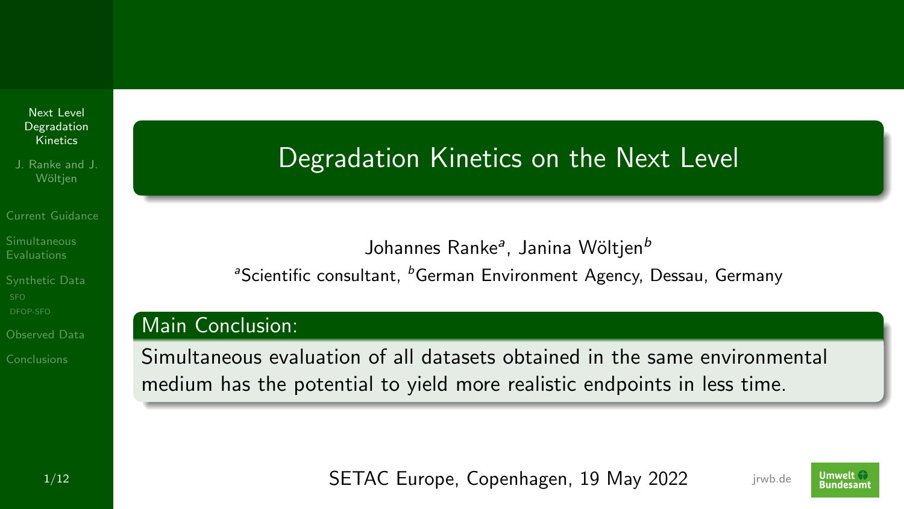# Degradation Kinetics on the Next Level

Johannes Ranke[a], Janina Wöltjen[b]

[a]Scientific consultant, [b]German Environment Agency, Dessau, Germany

## Main Conclusion:

Simultaneous evaluation of all datasets obtained in the same environmental medium has the potential to yield more realistic endpoints in less time.

SETAC Europe, Copenhagen, 19 May 2022

jrwb.de

Umwelt Bundesamt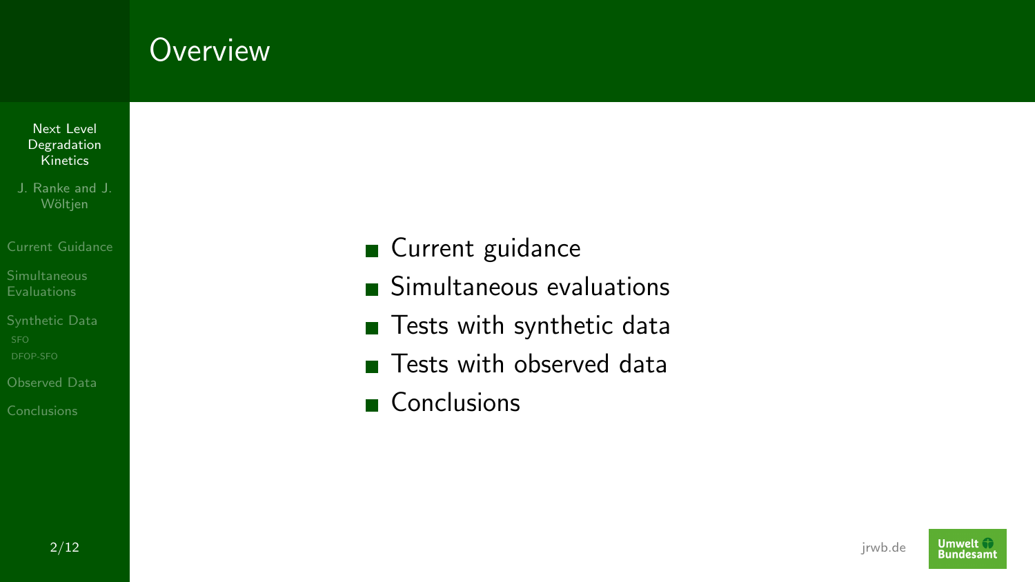# Overview

- Current guidance
- Simultaneous evaluations
- Tests with synthetic data
- Tests with observed data
- Conclusions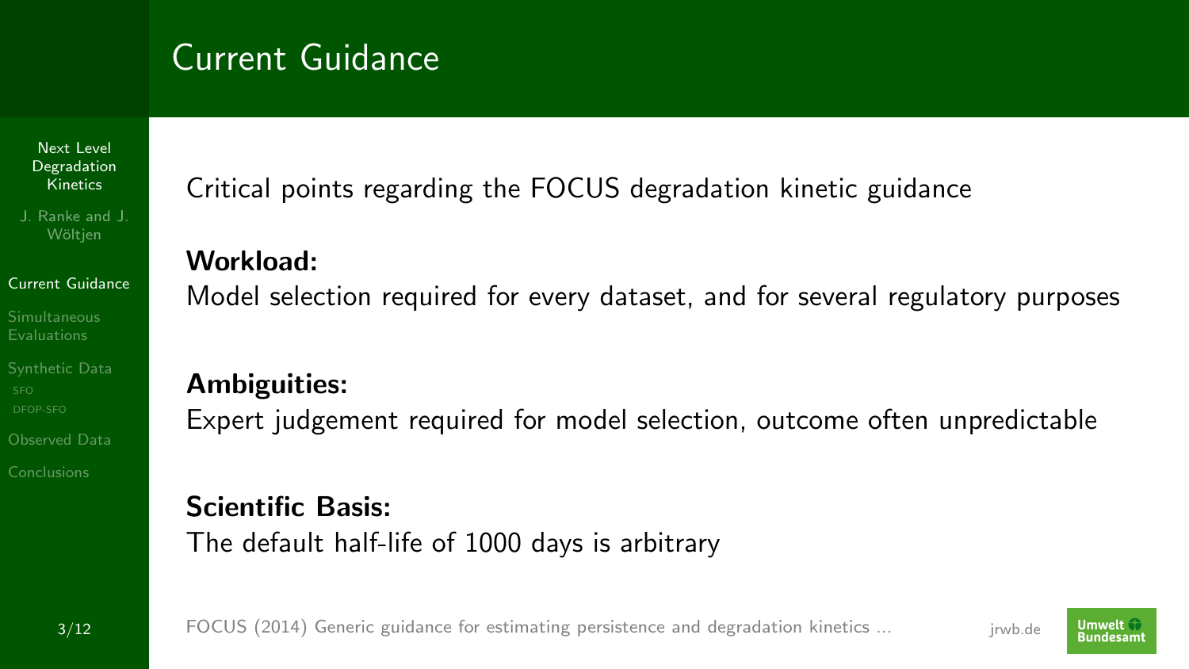# Current Guidance

Critical points regarding the FOCUS degradation kinetic guidance

**Workload:**
Model selection required for every dataset, and for several regulatory purposes

**Ambiguities:**
Expert judgement required for model selection, outcome often unpredictable

**Scientific Basis:**
The default half-life of 1000 days is arbitrary

FOCUS (2014) Generic guidance for estimating persistence and degradation kinetics ...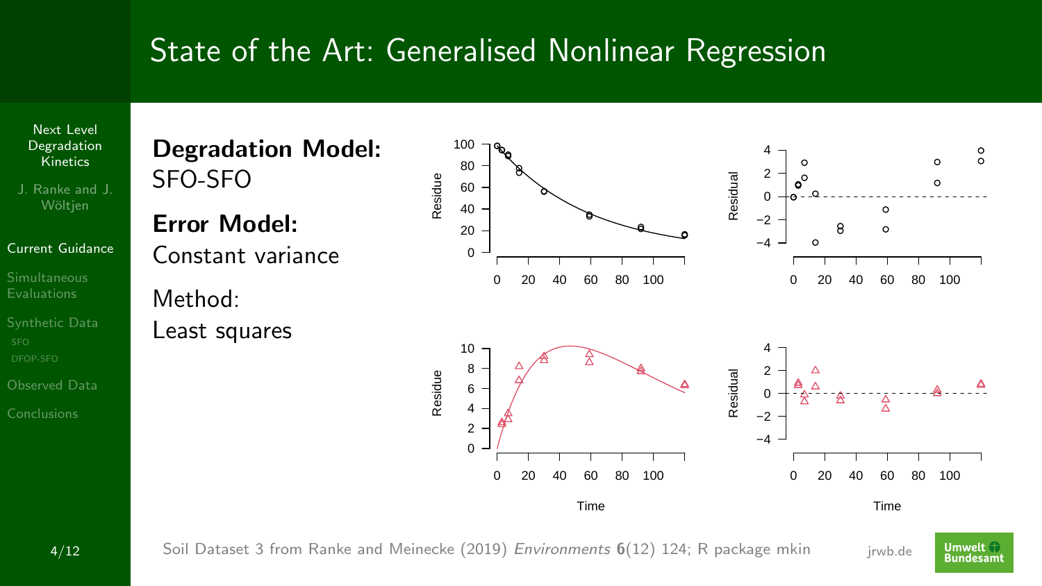# State of the Art: Generalised Nonlinear Regression

**Degradation Model:**
SFO-SFO

**Error Model:**
Constant variance

Method:
Least squares

Soil Dataset 3 from Ranke and Meinecke (2019) *Environments* **6**(12) 124; R package mkin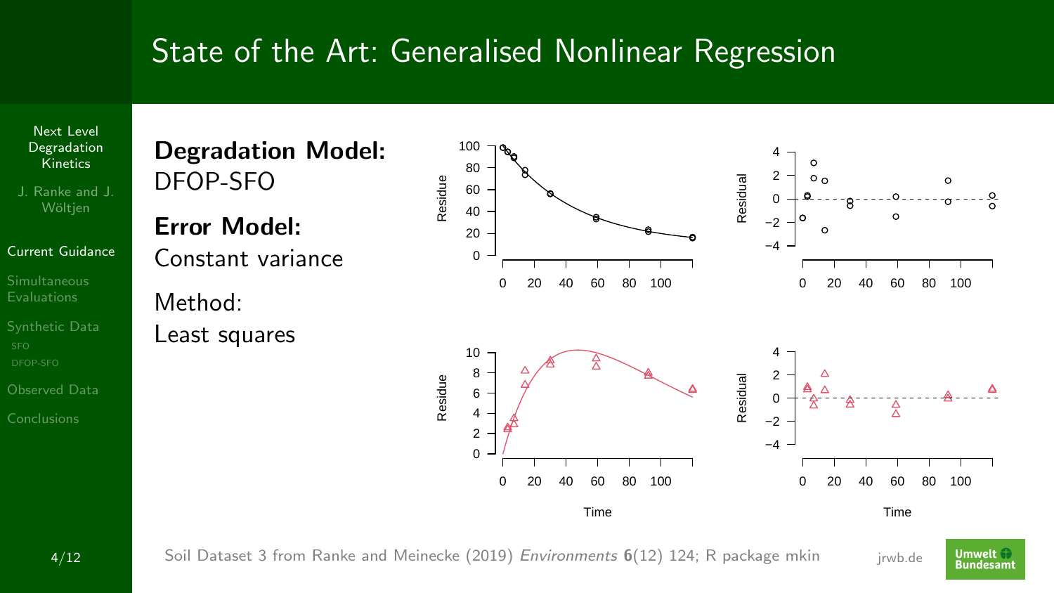# State of the Art: Generalised Nonlinear Regression

**Degradation Model:**
DFOP-SFO

**Error Model:**
Constant variance

Method:
Least squares

Soil Dataset 3 from Ranke and Meinecke (2019) *Environments* **6**(12) 124; R package mkin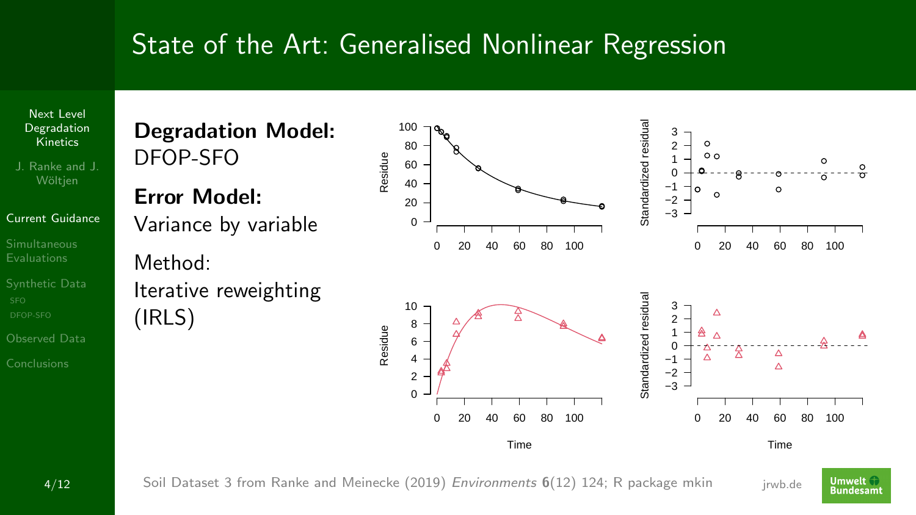# State of the Art: Generalised Nonlinear Regression

**Degradation Model:**
DFOP-SFO

**Error Model:**
Variance by variable

Method:
Iterative reweighting (IRLS)

Soil Dataset 3 from Ranke and Meinecke (2019) *Environments* **6**(12) 124; R package mkin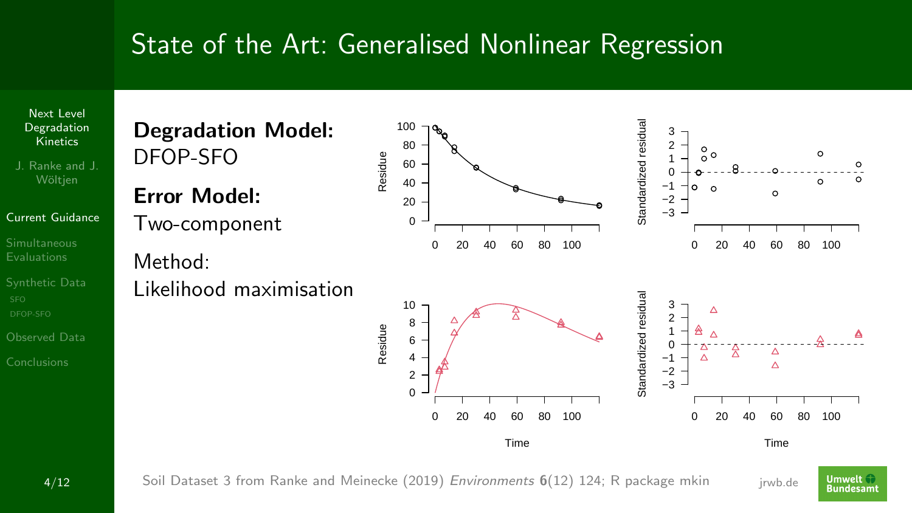# State of the Art: Generalised Nonlinear Regression

**Degradation Model:**
DFOP-SFO

**Error Model:**
Two-component

Method:
Likelihood maximisation

Soil Dataset 3 from Ranke and Meinecke (2019) *Environments* **6**(12) 124; R package mkin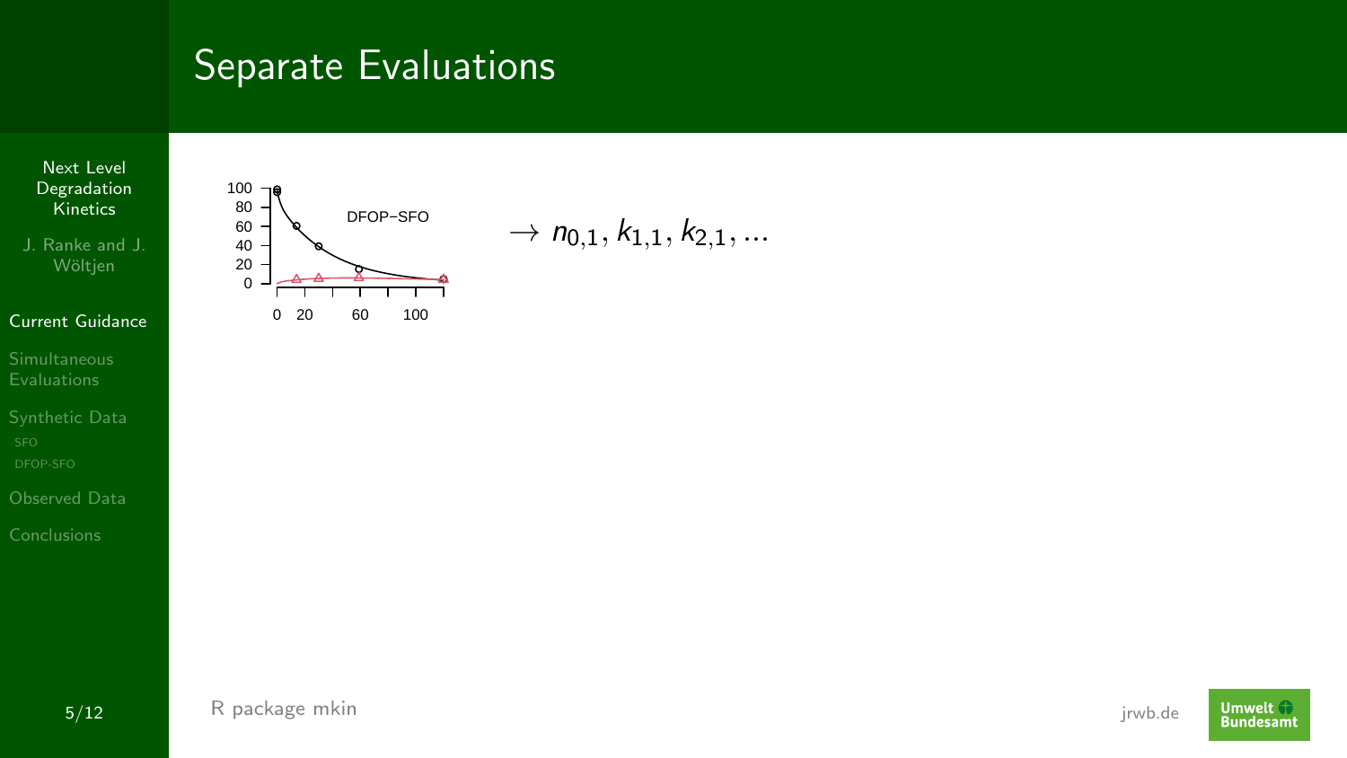# Separate Evaluations

$\rightarrow n_{0,1}, k_{1,1}, k_{2,1}, \ldots$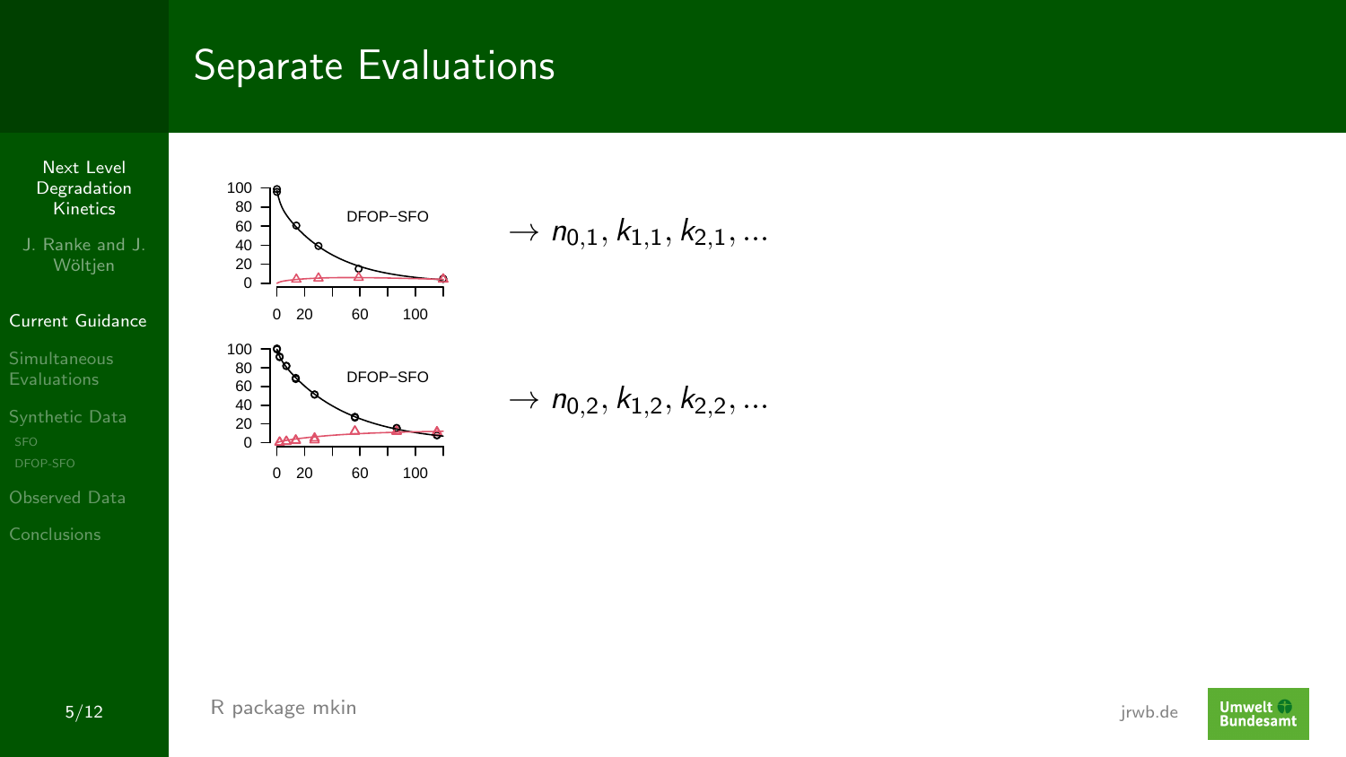# Separate Evaluations

$\rightarrow n_{0,1}, k_{1,1}, k_{2,1}, ...$

$\rightarrow n_{0,2}, k_{1,2}, k_{2,2}, ...$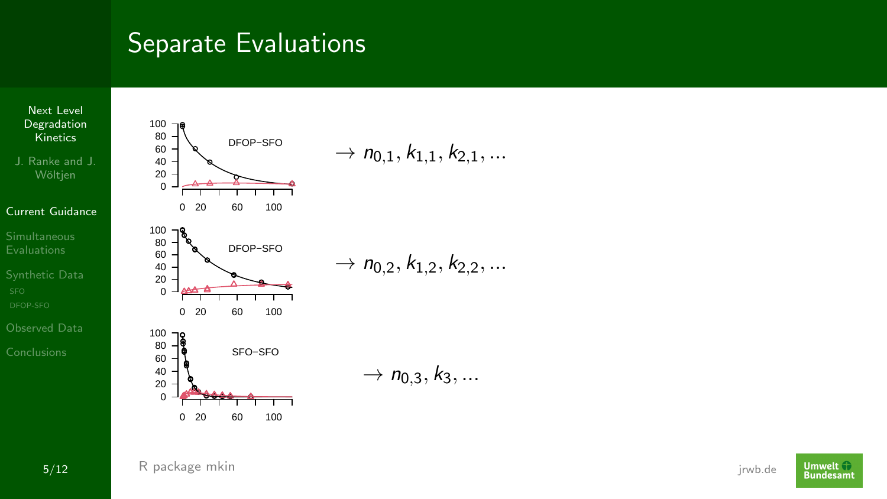# Separate Evaluations

DFOP−SFO $\rightarrow n_{0,1}, k_{1,1}, k_{2,1}, ...$

DFOP−SFO $\rightarrow n_{0,2}, k_{1,2}, k_{2,2}, ...$

SFO−SFO $\rightarrow n_{0,3}, k_3, ...$

R package mkin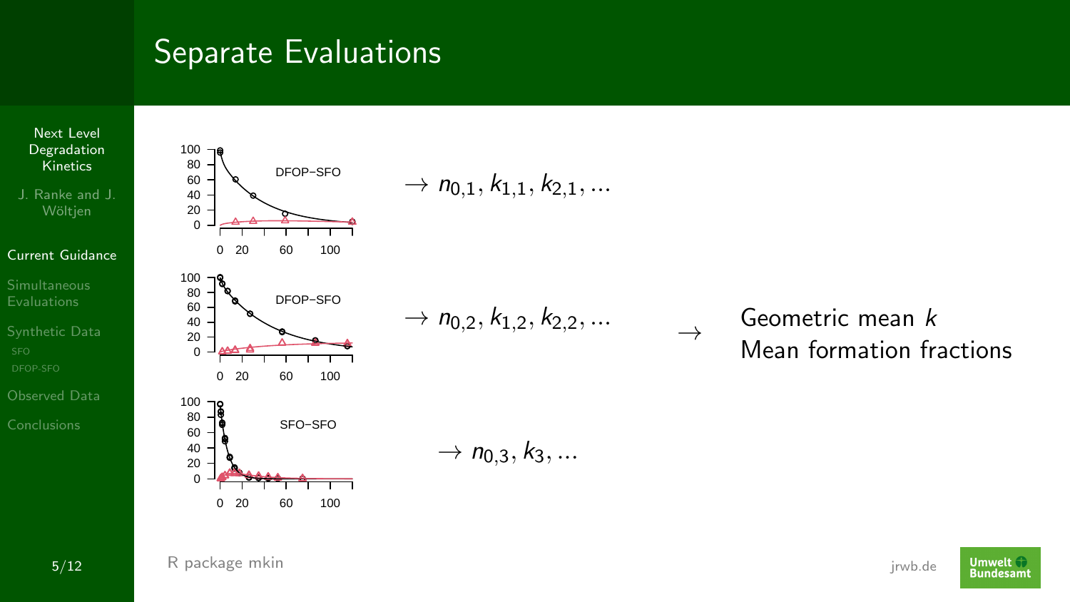# Separate Evaluations

DFOP−SFO $\rightarrow n_{0,1}, k_{1,1}, k_{2,1}, \ldots$

DFOP−SFO $\rightarrow n_{0,2}, k_{1,2}, k_{2,2}, \ldots$

SFO−SFO $\rightarrow n_{0,3}, k_3, \ldots$

$\rightarrow$ Geometric mean $k$
Mean formation fractions

R package mkin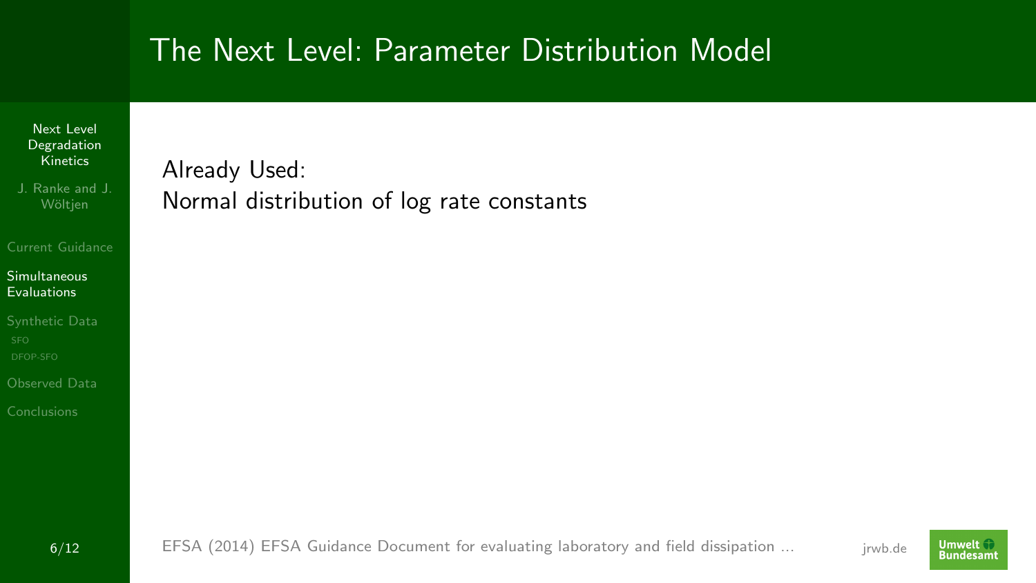# The Next Level: Parameter Distribution Model

Already Used:
Normal distribution of log rate constants

EFSA (2014) EFSA Guidance Document for evaluating laboratory and field dissipation ...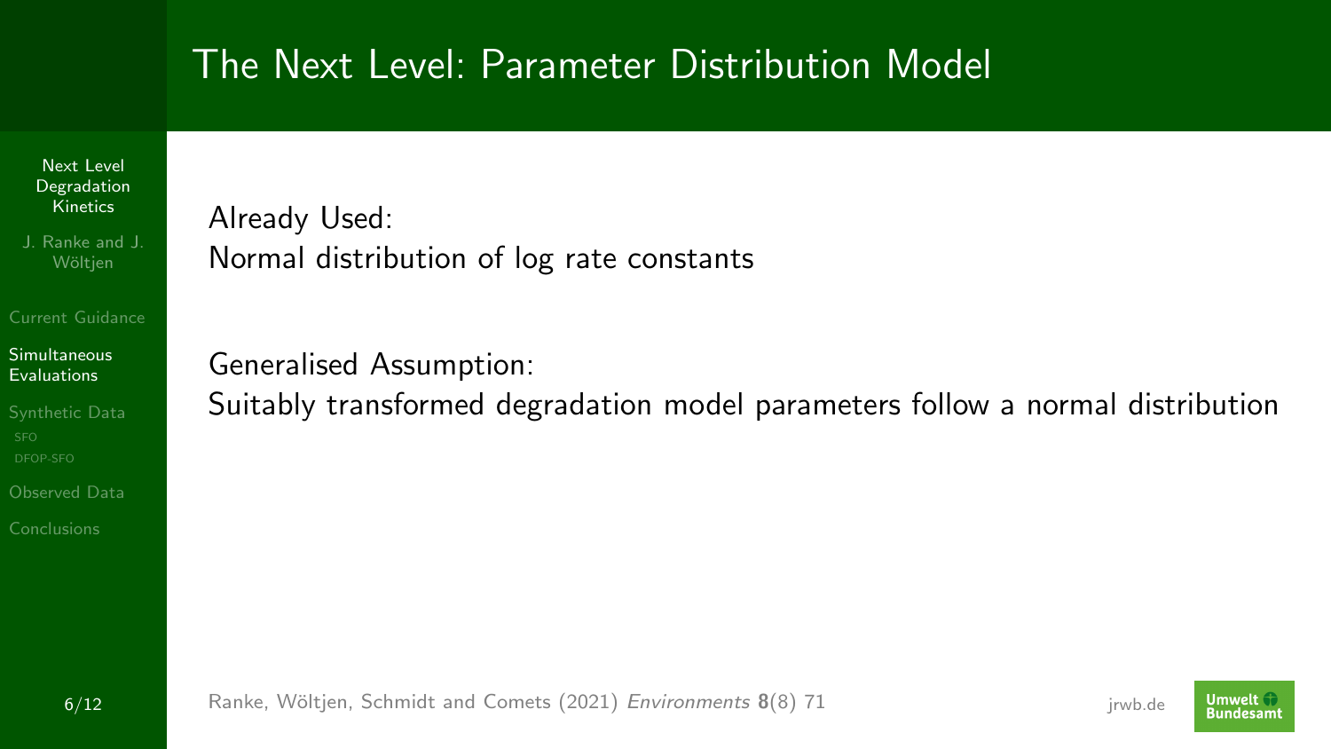# The Next Level: Parameter Distribution Model

Already Used:
Normal distribution of log rate constants

Generalised Assumption:
Suitably transformed degradation model parameters follow a normal distribution

Ranke, Wöltjen, Schmidt and Comets (2021) *Environments* **8**(8) 71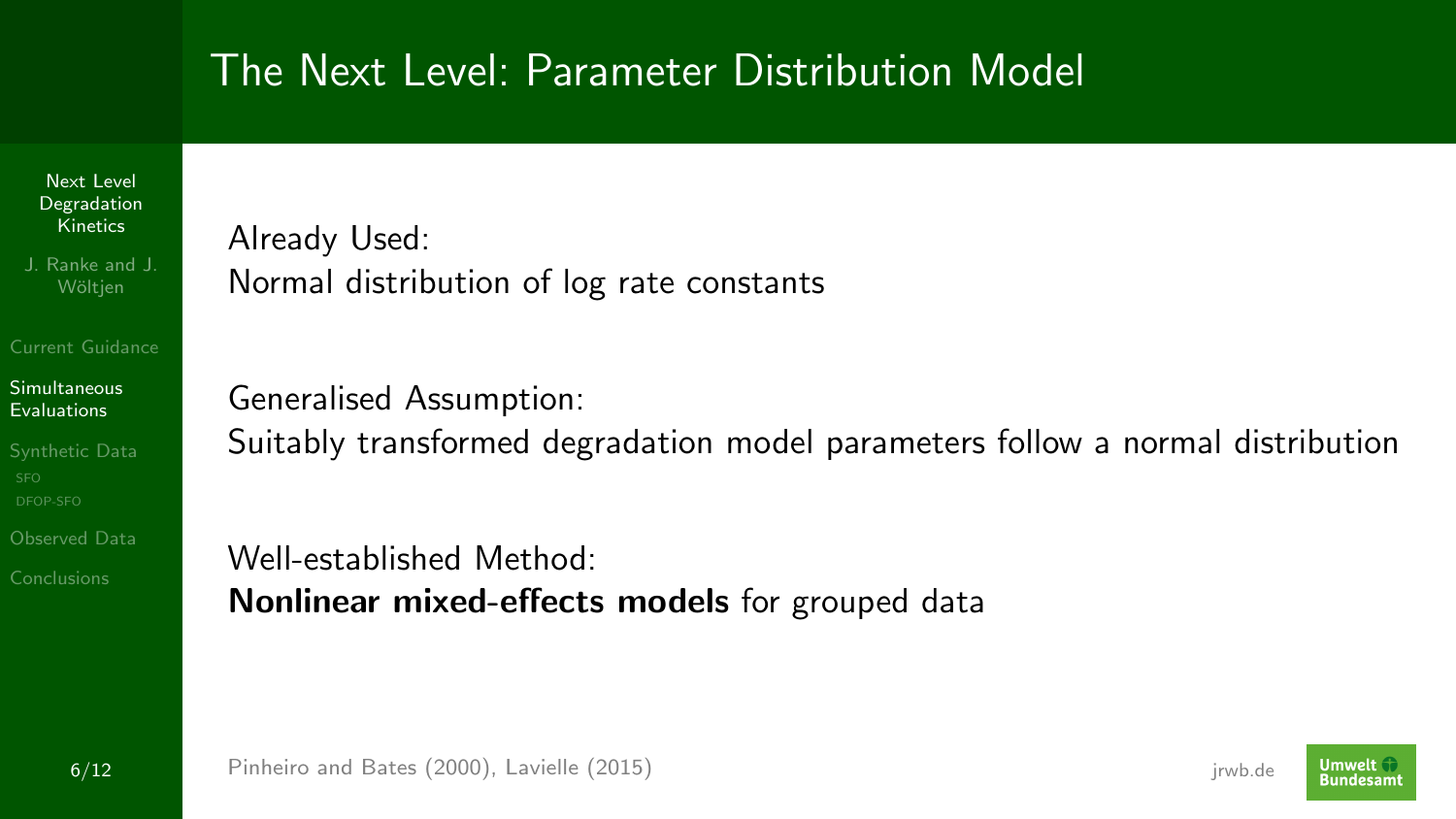# The Next Level: Parameter Distribution Model

Already Used:
Normal distribution of log rate constants

Generalised Assumption:
Suitably transformed degradation model parameters follow a normal distribution

Well-established Method:
**Nonlinear mixed-effects models** for grouped data

Pinheiro and Bates (2000), Lavielle (2015)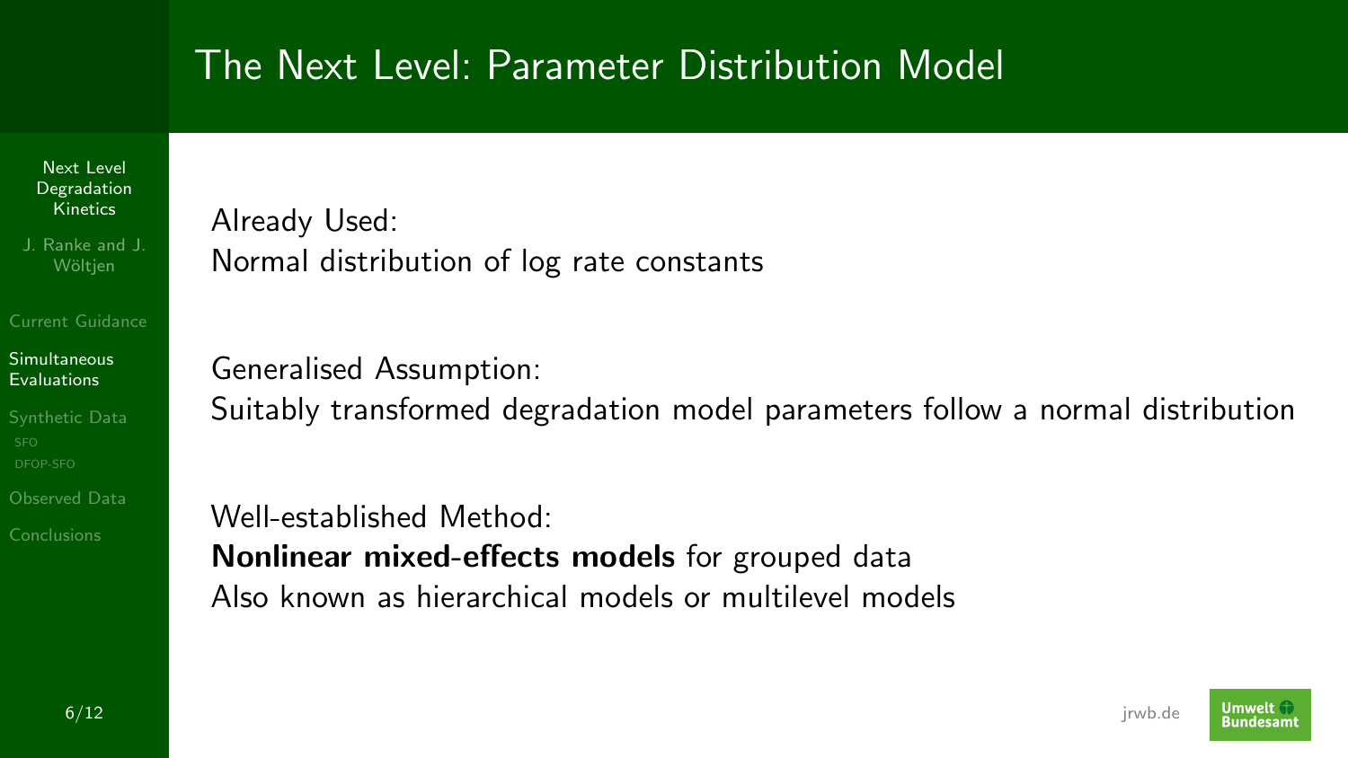# The Next Level: Parameter Distribution Model

Already Used:
Normal distribution of log rate constants

Generalised Assumption:
Suitably transformed degradation model parameters follow a normal distribution

Well-established Method:
**Nonlinear mixed-effects models** for grouped data
Also known as hierarchical models or multilevel models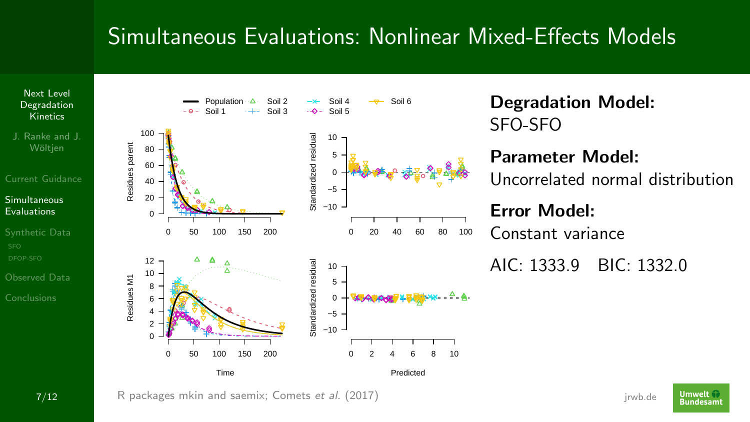# Simultaneous Evaluations: Nonlinear Mixed-Effects Models

**Degradation Model:**
SFO-SFO

**Parameter Model:**
Uncorrelated normal distribution

**Error Model:**
Constant variance

AIC: 1333.9 BIC: 1332.0

R packages mkin and saemix; Comets *et al.* (2017)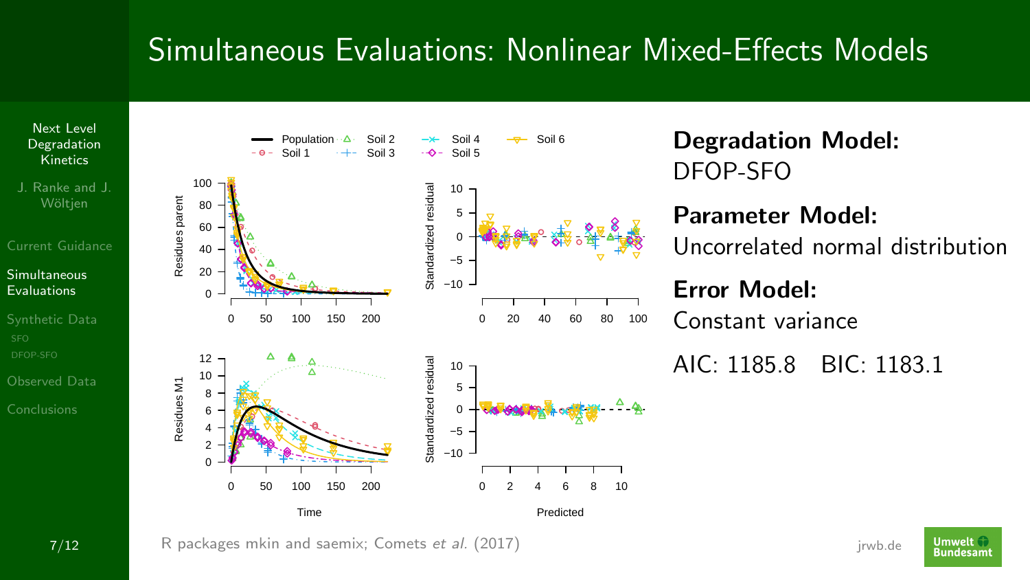# Simultaneous Evaluations: Nonlinear Mixed-Effects Models

**Degradation Model:**
DFOP-SFO

**Parameter Model:**
Uncorrelated normal distribution

**Error Model:**
Constant variance

AIC: 1185.8 BIC: 1183.1

R packages mkin and saemix; Comets *et al.* (2017)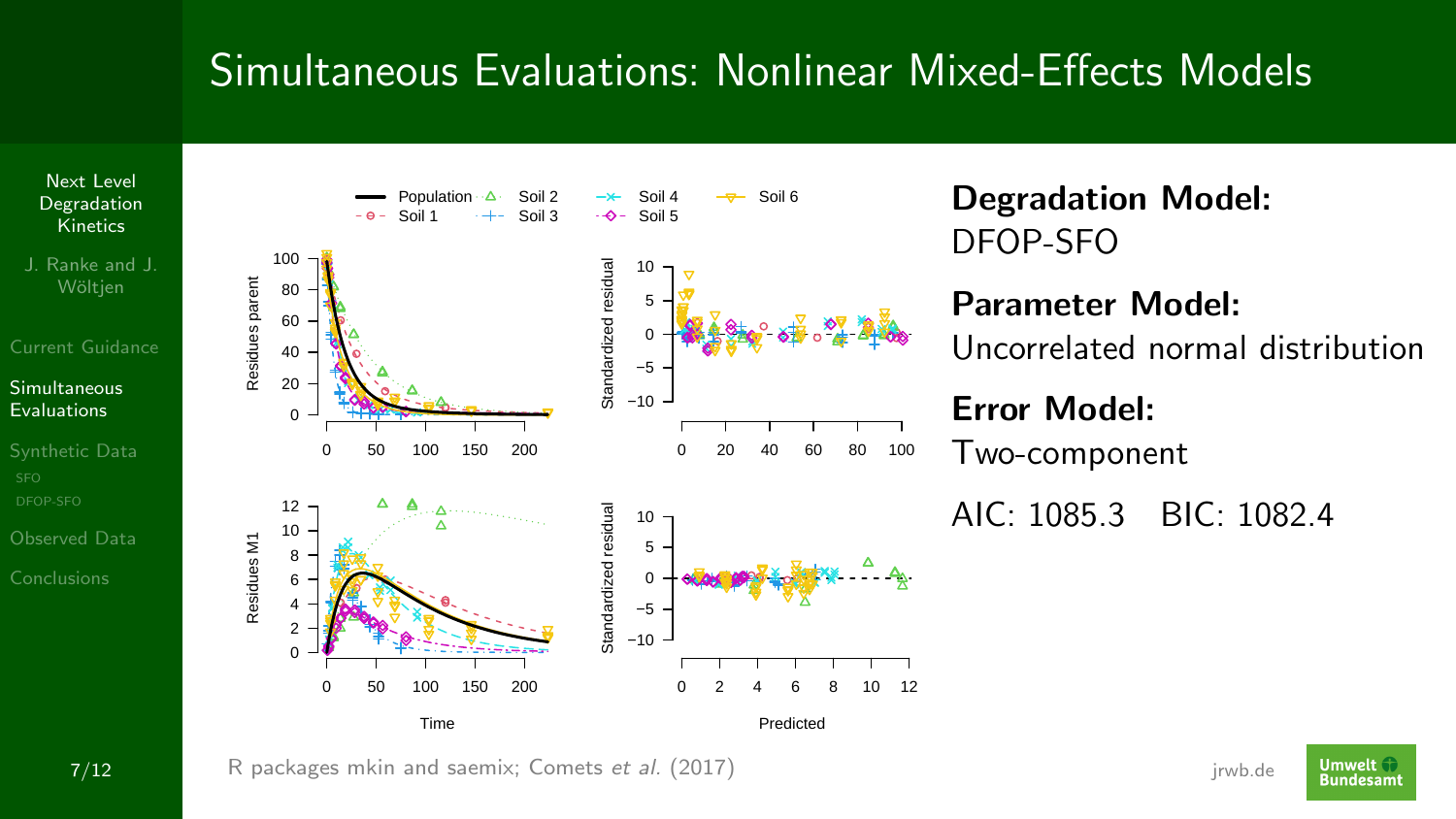# Simultaneous Evaluations: Nonlinear Mixed-Effects Models

**Degradation Model:**
DFOP-SFO

**Parameter Model:**
Uncorrelated normal distribution

**Error Model:**
Two-component

AIC: 1085.3  BIC: 1082.4

R packages mkin and saemix; Comets *et al.* (2017)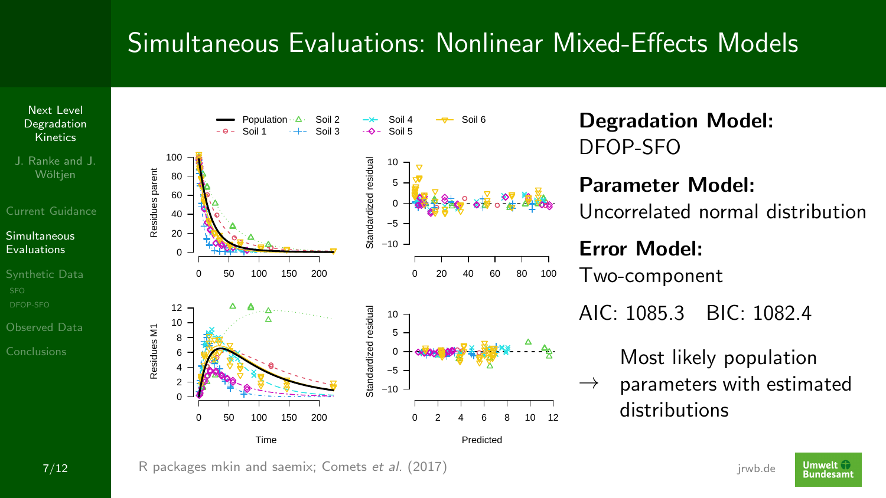# Simultaneous Evaluations: Nonlinear Mixed-Effects Models

**Degradation Model:**
DFOP-SFO

**Parameter Model:**
Uncorrelated normal distribution

**Error Model:**
Two-component

AIC: 1085.3 BIC: 1082.4

→ Most likely population parameters with estimated distributions

R packages mkin and saemix; Comets *et al.* (2017)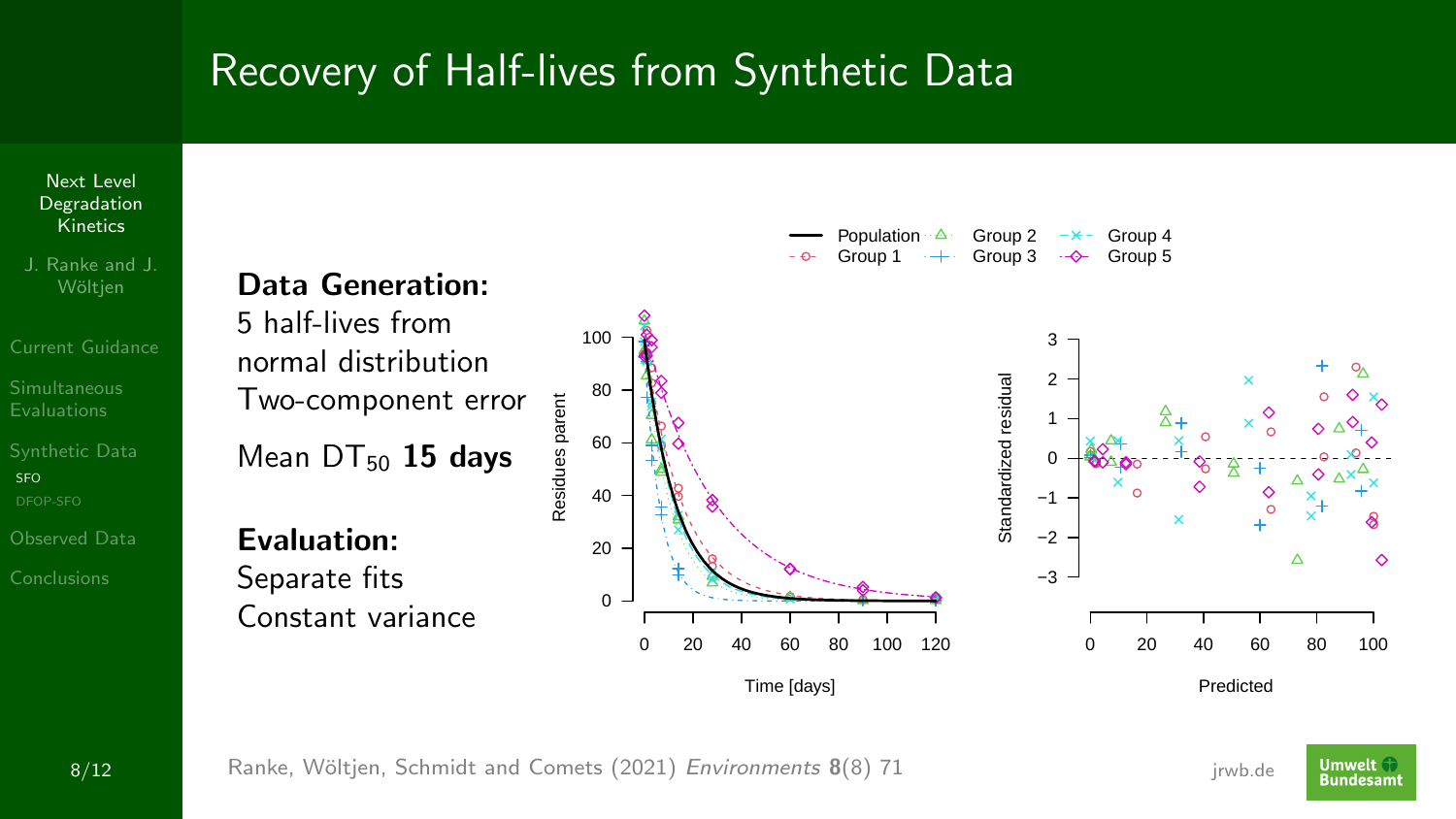# Recovery of Half-lives from Synthetic Data

**Data Generation:**
5 half-lives from normal distribution
Two-component error

Mean $DT_{50}$ **15 days**

**Evaluation:**
Separate fits
Constant variance

Ranke, Wöltjen, Schmidt and Comets (2021) *Environments* **8**(8) 71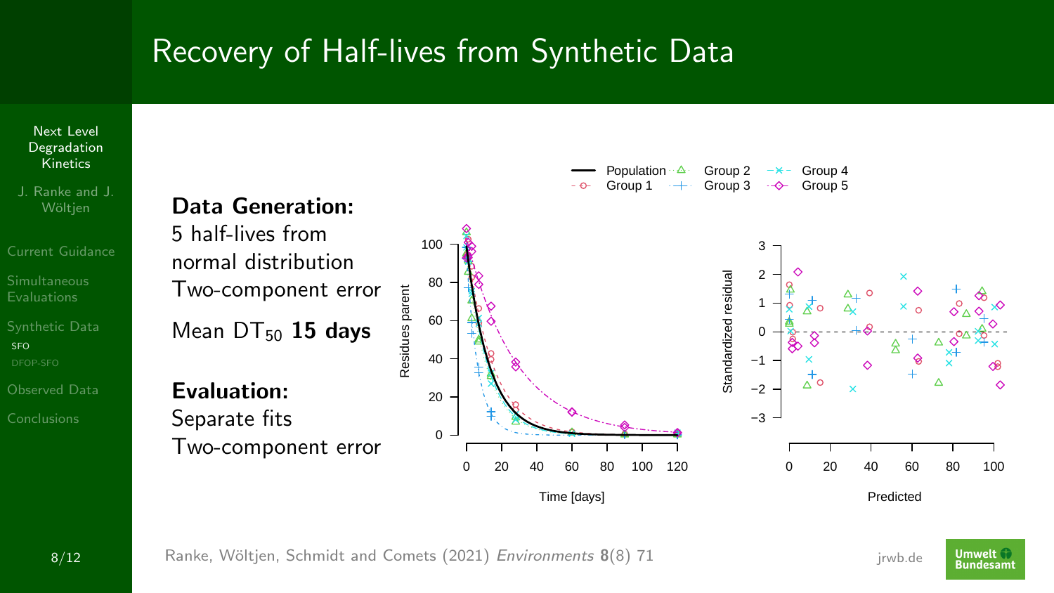# Recovery of Half-lives from Synthetic Data

**Data Generation:**
5 half-lives from normal distribution
Two-component error

Mean $DT_{50}$ **15 days**

**Evaluation:**
Separate fits
Two-component error

Ranke, Wöltjen, Schmidt and Comets (2021) *Environments* **8**(8) 71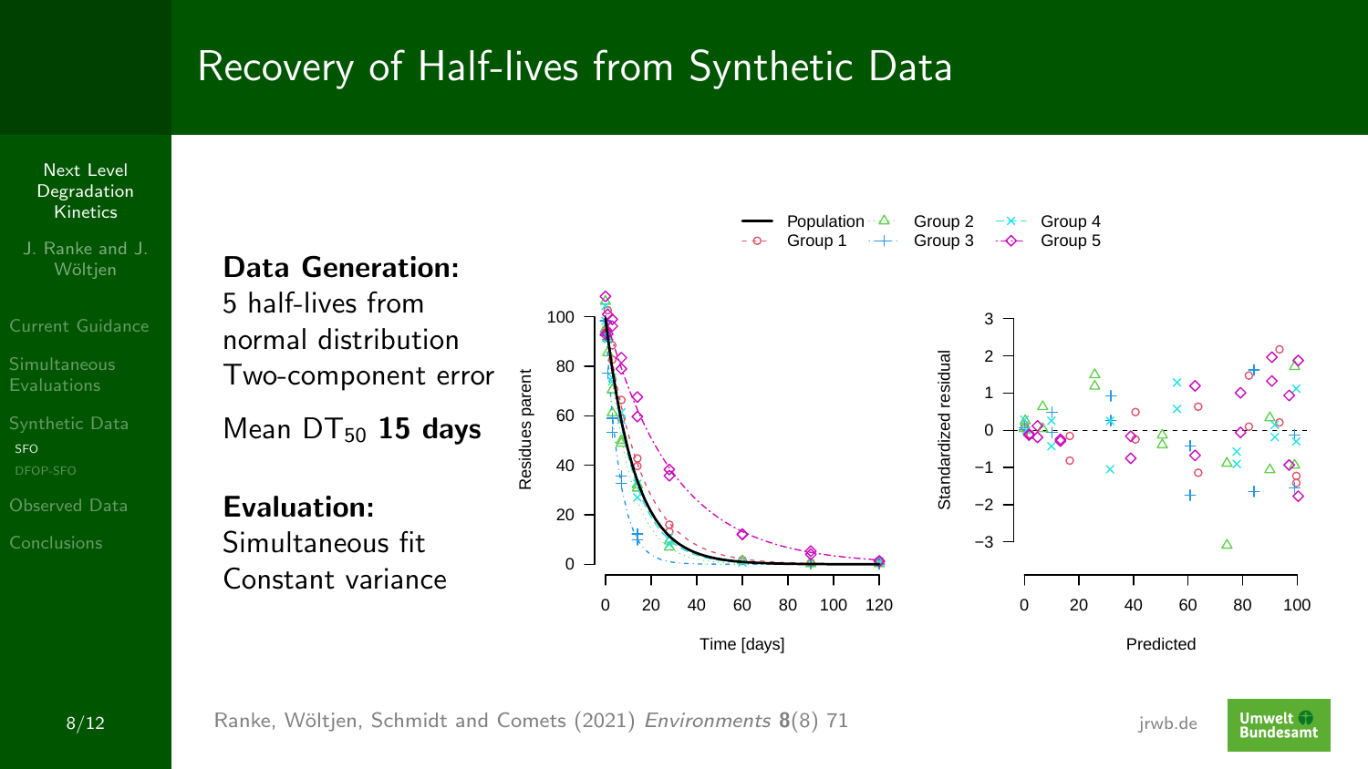# Recovery of Half-lives from Synthetic Data

**Data Generation:**
5 half-lives from normal distribution
Two-component error

Mean $DT_{50}$ **15 days**

**Evaluation:**
Simultaneous fit
Constant variance

Ranke, Wöltjen, Schmidt and Comets (2021) *Environments* **8**(8) 71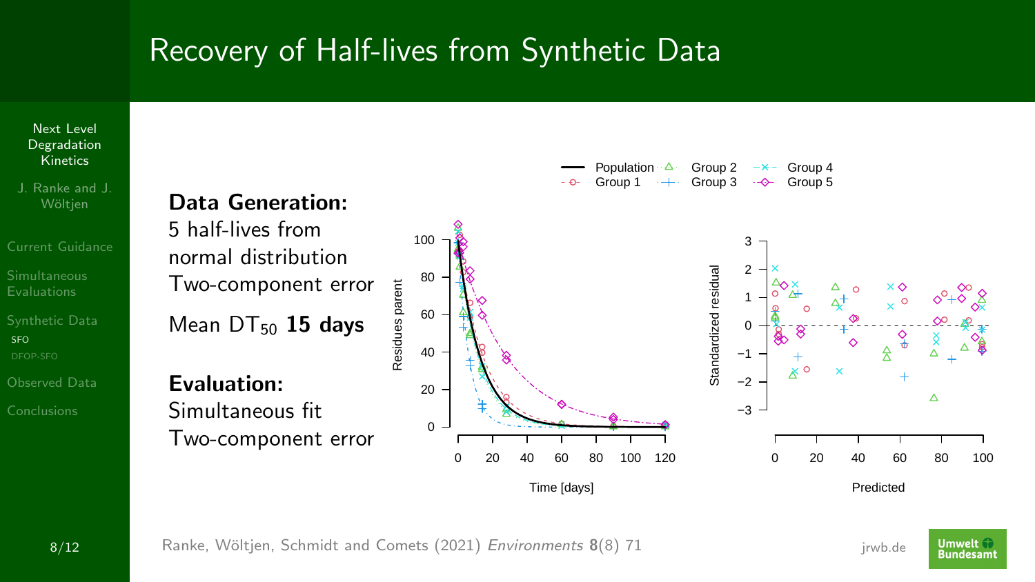# Recovery of Half-lives from Synthetic Data

**Data Generation:**

5 half-lives from normal distribution

Two-component error

Mean $DT_{50}$ **15 days**

**Evaluation:**

Simultaneous fit

Two-component error

Ranke, Wöltjen, Schmidt and Comets (2021) *Environments* **8**(8) 71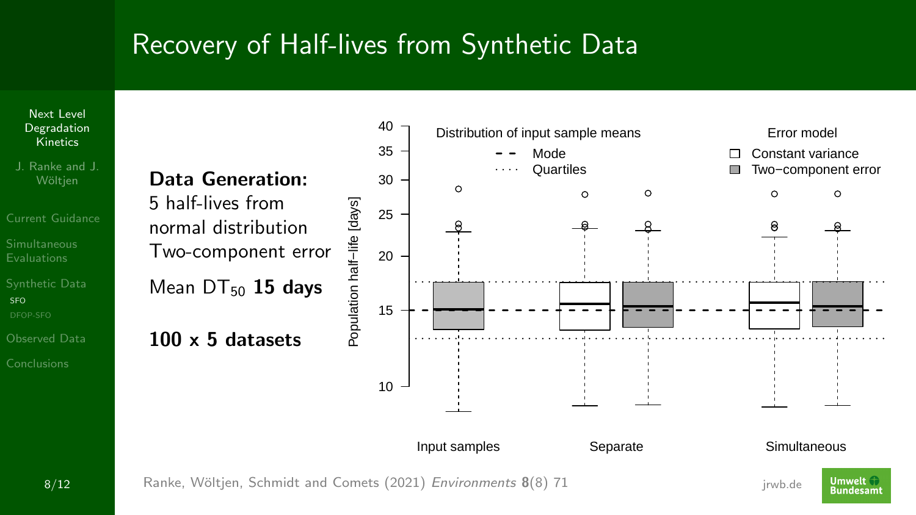# Recovery of Half-lives from Synthetic Data

**Data Generation:**
5 half-lives from normal distribution
Two-component error

Mean $DT_{50}$ **15 days**

**100 x 5 datasets**

Distribution of input sample means

- Mode
- Quartiles

Error model

- Constant variance
- Two−component error

Population half−life [days]

Input samples | Separate | Simultaneous

Ranke, Wöltjen, Schmidt and Comets (2021) *Environments* **8**(8) 71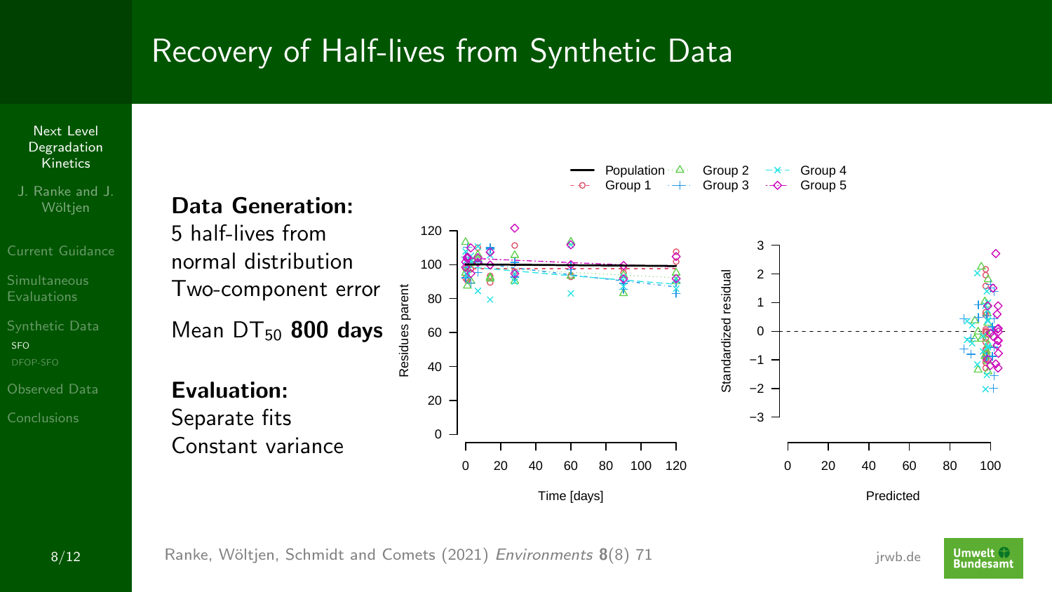# Recovery of Half-lives from Synthetic Data

**Data Generation:**

5 half-lives from normal distribution

Two-component error

Mean $DT_{50}$ **800 days**

**Evaluation:**

Separate fits

Constant variance

Ranke, Wöltjen, Schmidt and Comets (2021) *Environments* **8**(8) 71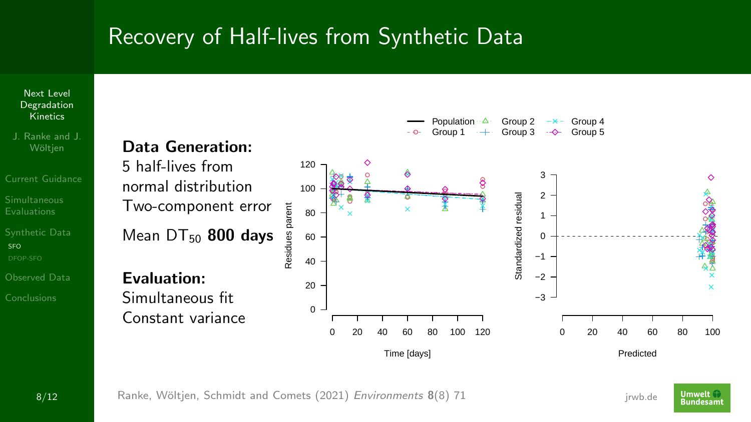# Recovery of Half-lives from Synthetic Data

**Data Generation:**
5 half-lives from normal distribution
Two-component error

Mean $DT_{50}$ **800 days**

**Evaluation:**
Simultaneous fit
Constant variance

Ranke, Wöltjen, Schmidt and Comets (2021) *Environments* **8**(8) 71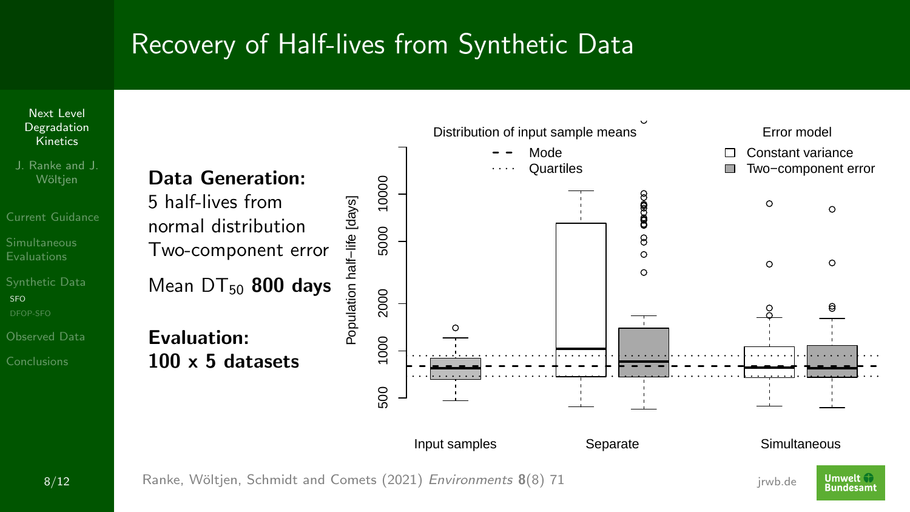# Recovery of Half-lives from Synthetic Data

**Data Generation:**
5 half-lives from normal distribution
Two-component error

Mean $DT_{50}$ **800 days**

**Evaluation:**
**100 x 5 datasets**

Ranke, Wöltjen, Schmidt and Comets (2021) *Environments* **8**(8) 71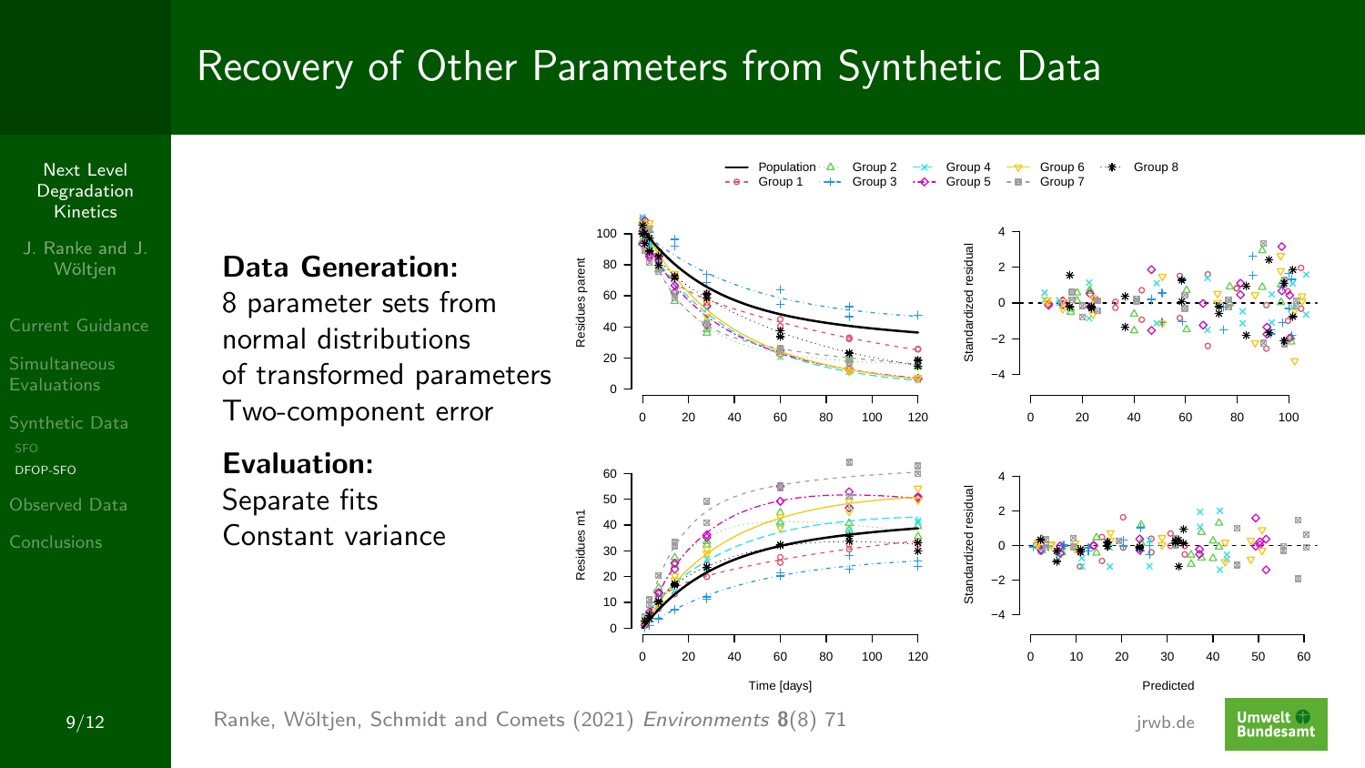# Recovery of Other Parameters from Synthetic Data

**Data Generation:**
8 parameter sets from normal distributions of transformed parameters
Two-component error

**Evaluation:**
Separate fits
Constant variance

Ranke, Wöltjen, Schmidt and Comets (2021) *Environments* **8**(8) 71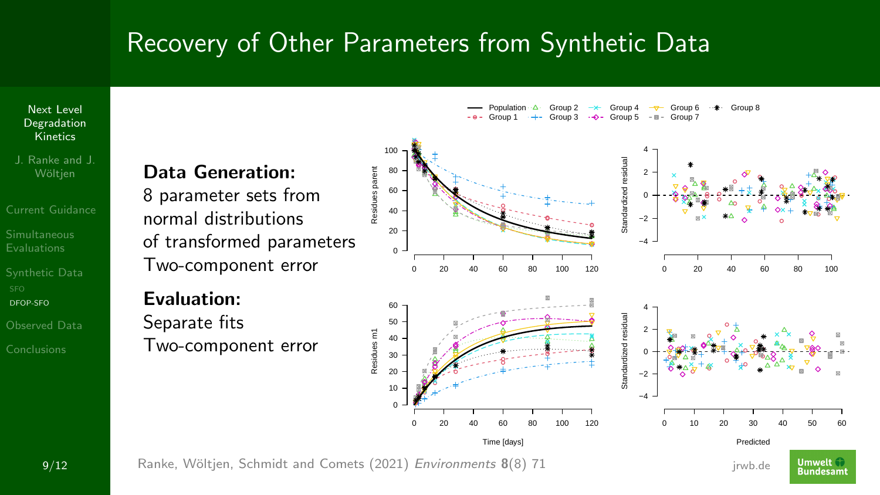# Recovery of Other Parameters from Synthetic Data

**Data Generation:**
8 parameter sets from normal distributions of transformed parameters
Two-component error

**Evaluation:**
Separate fits
Two-component error

Ranke, Wöltjen, Schmidt and Comets (2021) *Environments* **8**(8) 71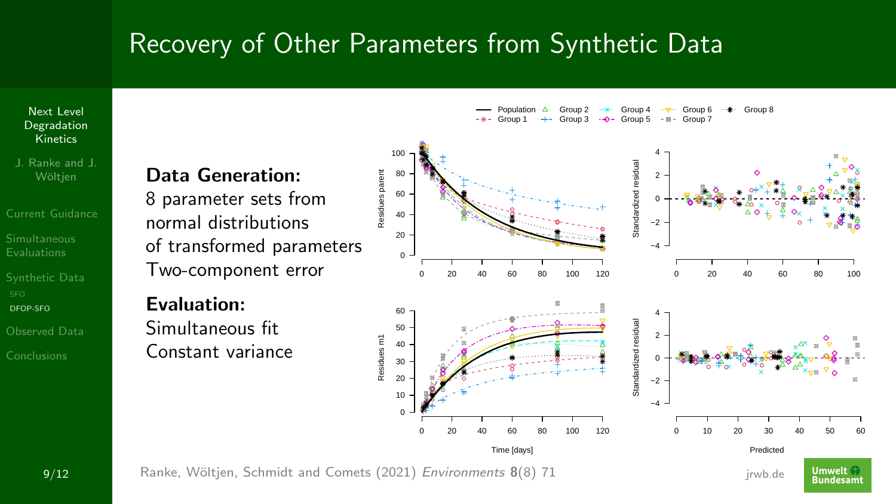# Recovery of Other Parameters from Synthetic Data

**Data Generation:**
8 parameter sets from normal distributions of transformed parameters
Two-component error

**Evaluation:**
Simultaneous fit
Constant variance

Ranke, Wöltjen, Schmidt and Comets (2021) *Environments* **8**(8) 71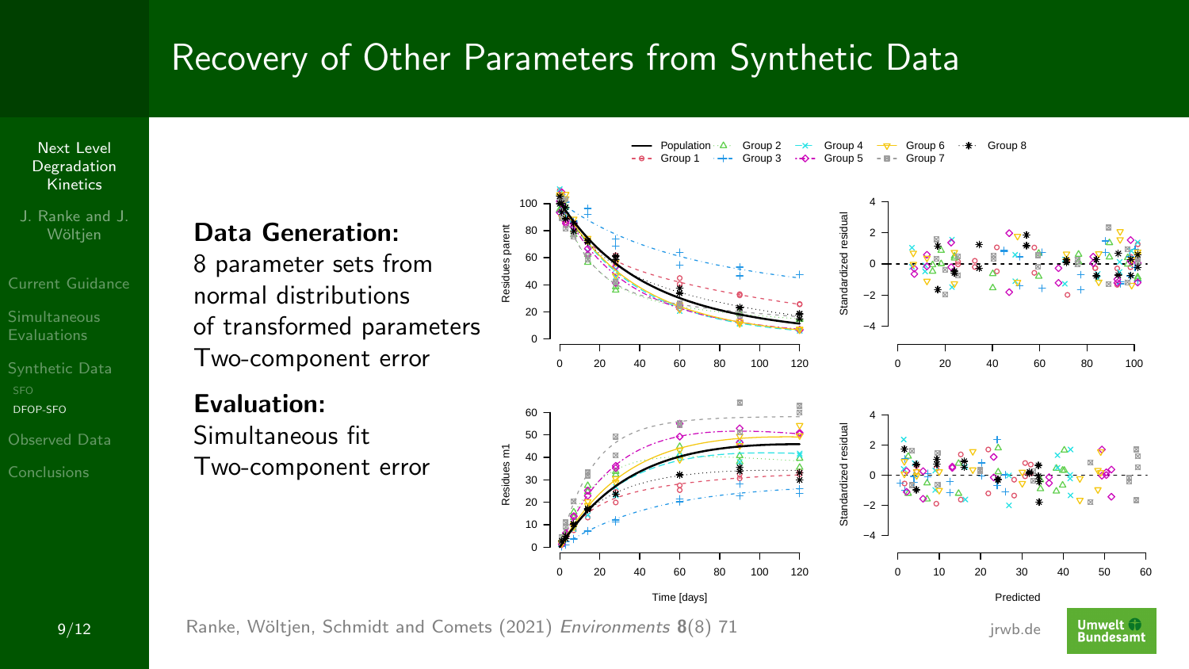# Recovery of Other Parameters from Synthetic Data

**Data Generation:**
8 parameter sets from normal distributions of transformed parameters
Two-component error

**Evaluation:**
Simultaneous fit
Two-component error

Ranke, Wöltjen, Schmidt and Comets (2021) *Environments* **8**(8) 71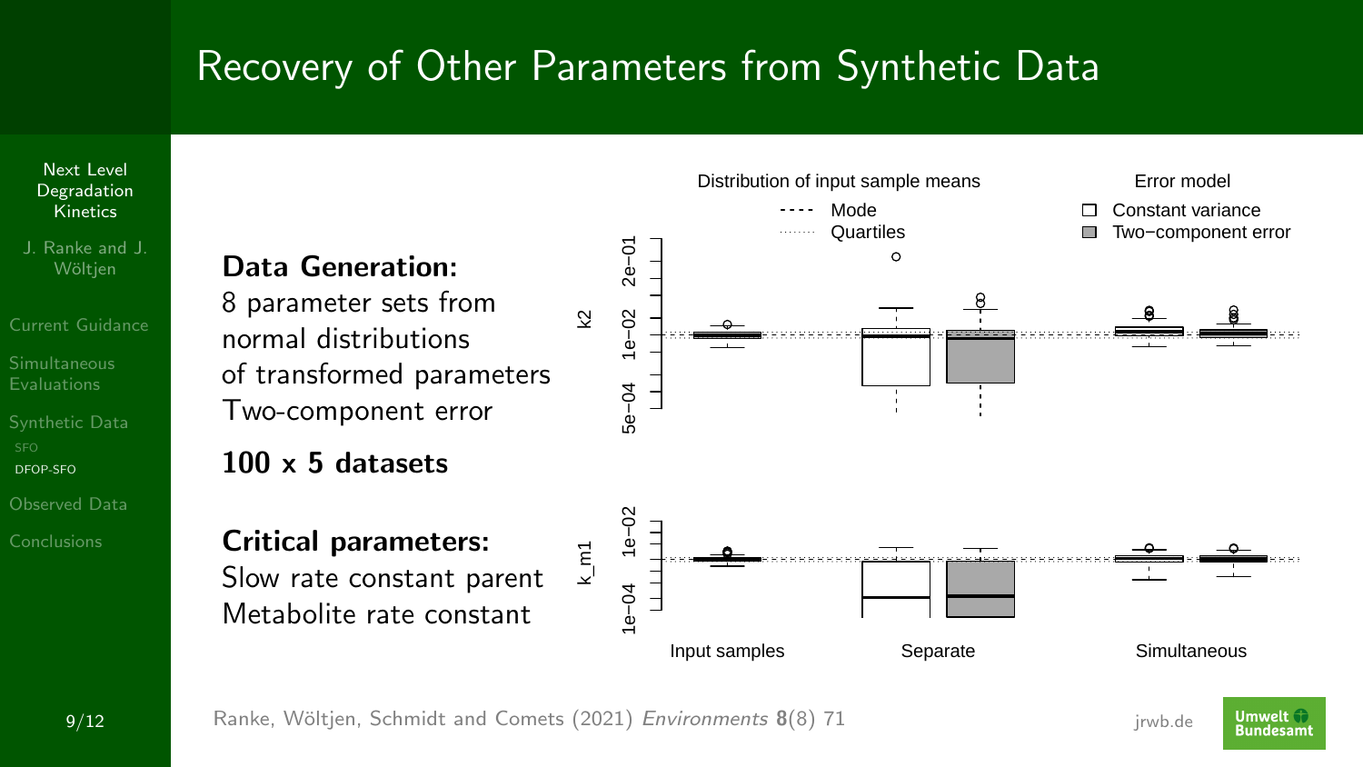# Recovery of Other Parameters from Synthetic Data

**Data Generation:**
8 parameter sets from normal distributions of transformed parameters
Two-component error

**100 x 5 datasets**

**Critical parameters:**
Slow rate constant parent
Metabolite rate constant

Ranke, Wöltjen, Schmidt and Comets (2021) *Environments* **8**(8) 71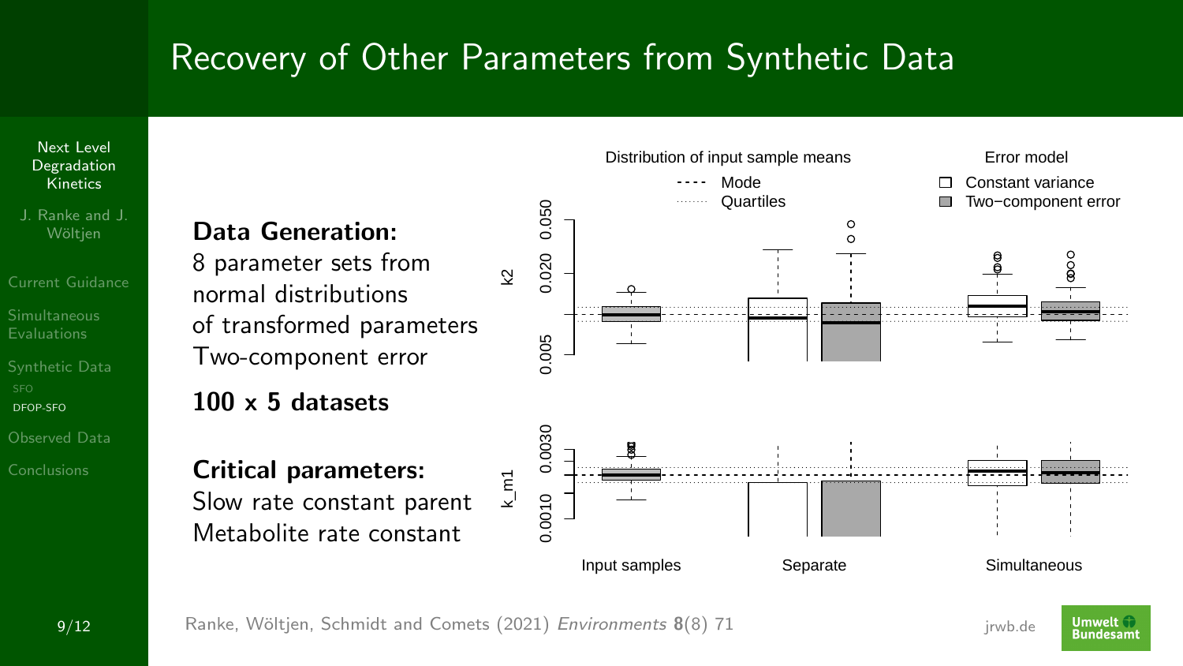# Recovery of Other Parameters from Synthetic Data

**Data Generation:**
8 parameter sets from normal distributions of transformed parameters
Two-component error

**100 x 5 datasets**

**Critical parameters:**
Slow rate constant parent
Metabolite rate constant

Ranke, Wöltjen, Schmidt and Comets (2021) *Environments* **8**(8) 71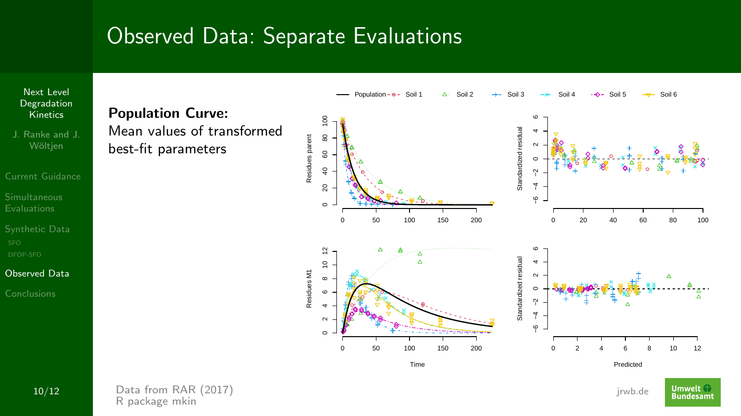# Observed Data: Separate Evaluations

**Population Curve:**
Mean values of transformed best-fit parameters

Data from RAR (2017)
R package mkin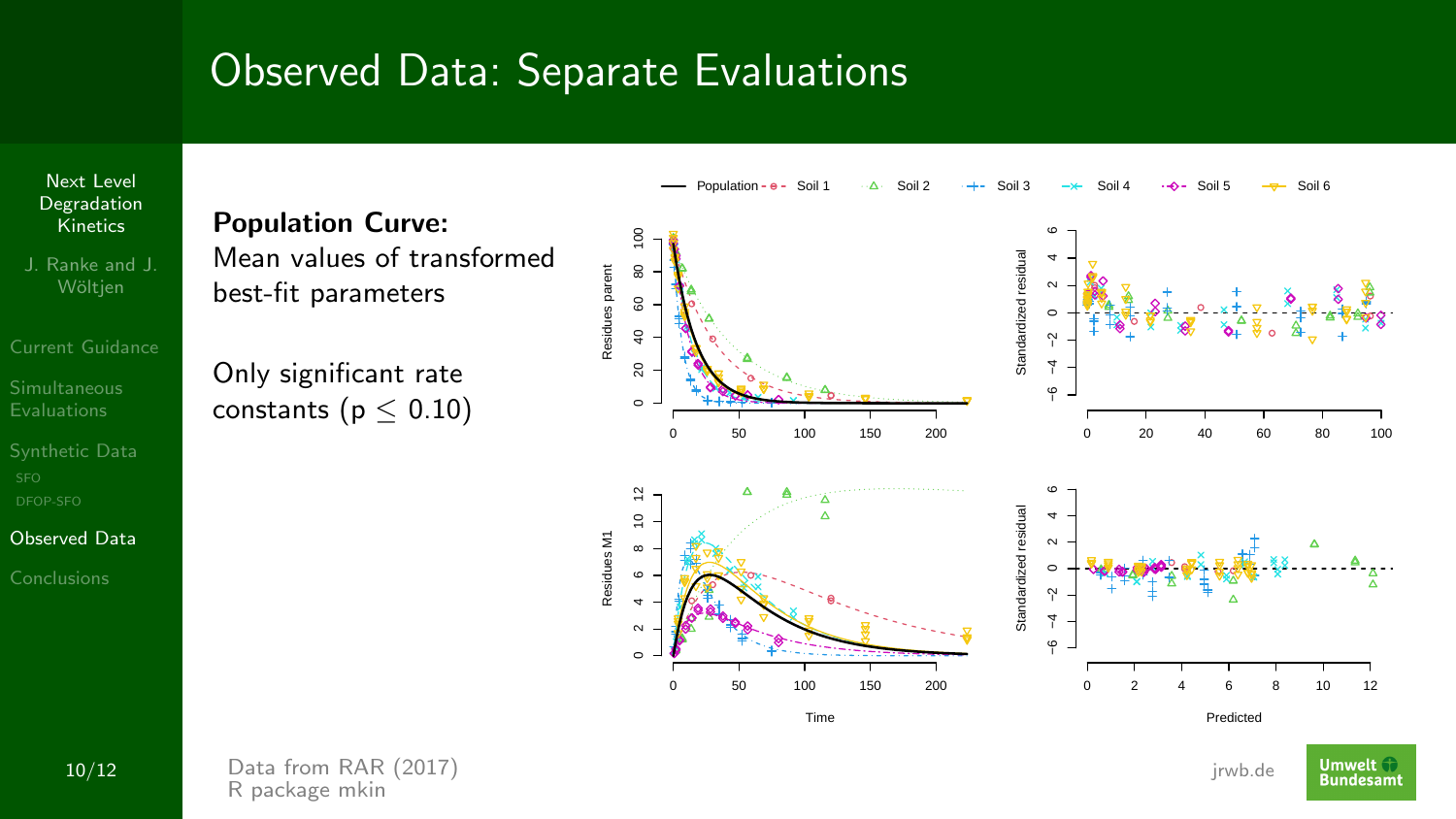# Observed Data: Separate Evaluations

**Population Curve:**
Mean values of transformed best-fit parameters

Only significant rate constants ($p \leq 0.10$)

Data from RAR (2017)
R package mkin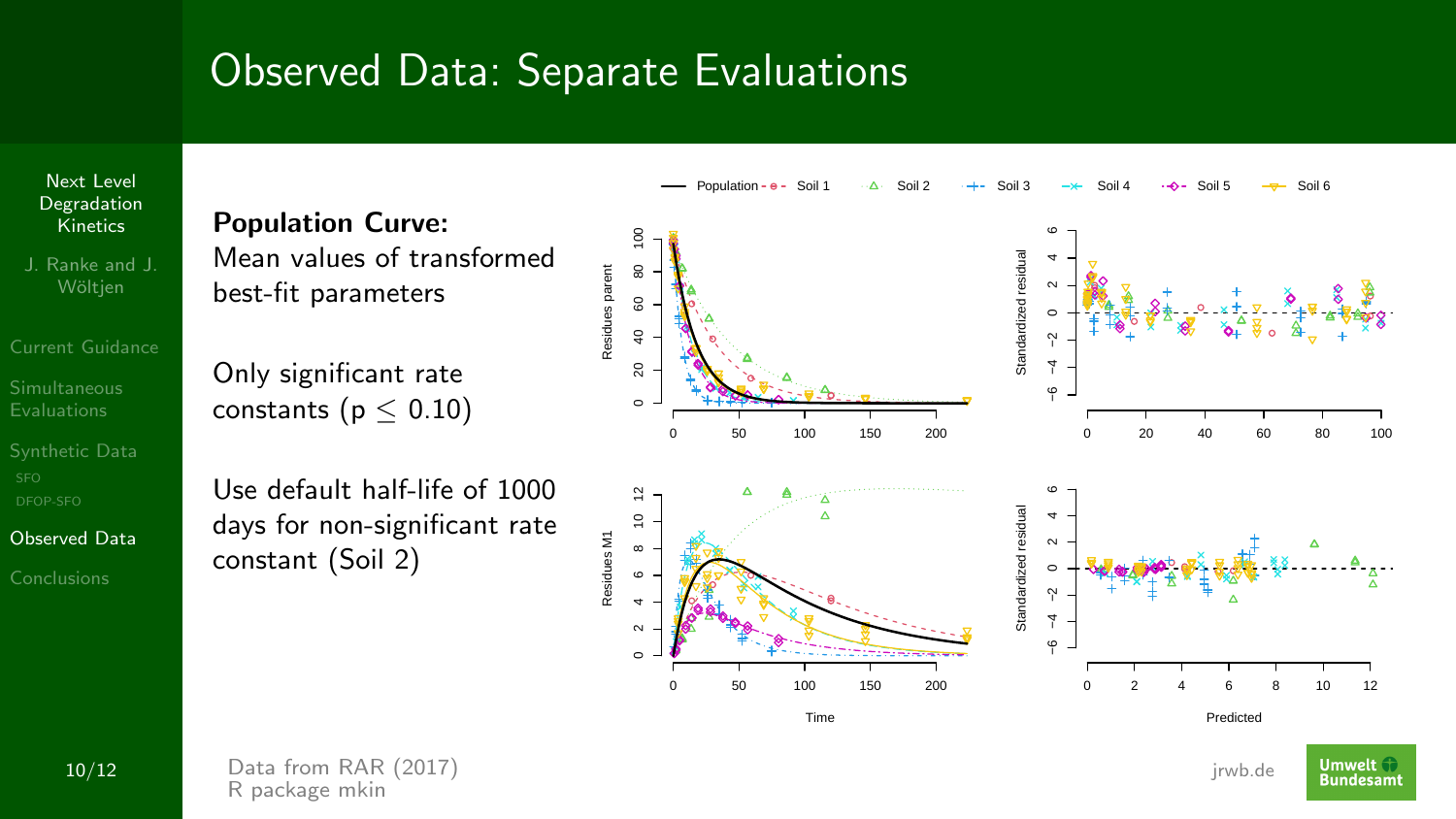# Observed Data: Separate Evaluations

**Population Curve:**
Mean values of transformed best-fit parameters

Only significant rate constants ($p \leq 0.10$)

Use default half-life of 1000 days for non-significant rate constant (Soil 2)

Data from RAR (2017)
R package mkin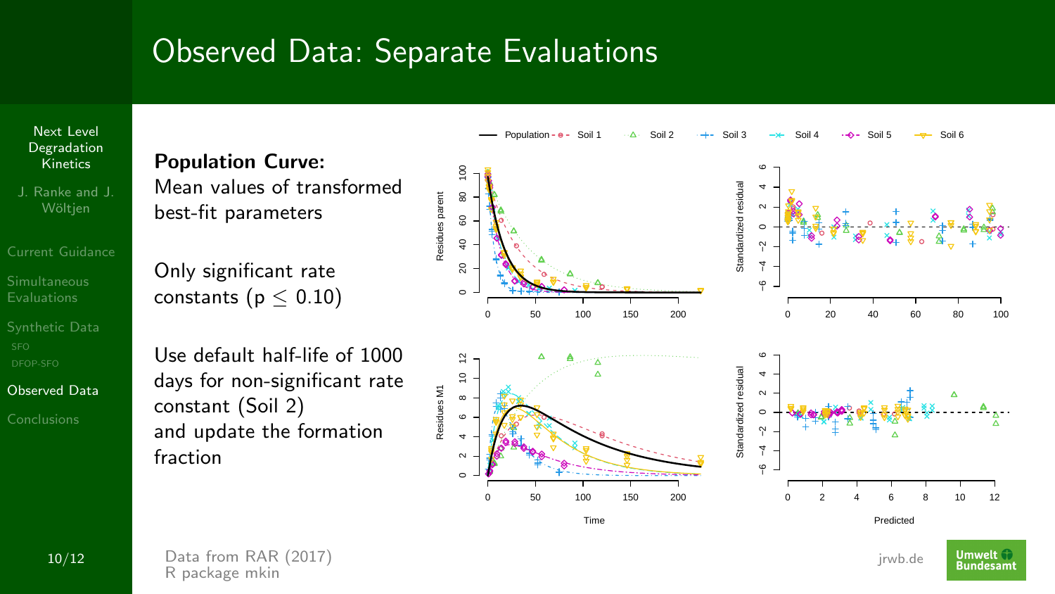# Observed Data: Separate Evaluations

**Population Curve:**
Mean values of transformed best-fit parameters

Only significant rate constants ($p \leq 0.10$)

Use default half-life of 1000 days for non-significant rate constant (Soil 2) and update the formation fraction

Data from RAR (2017)
R package mkin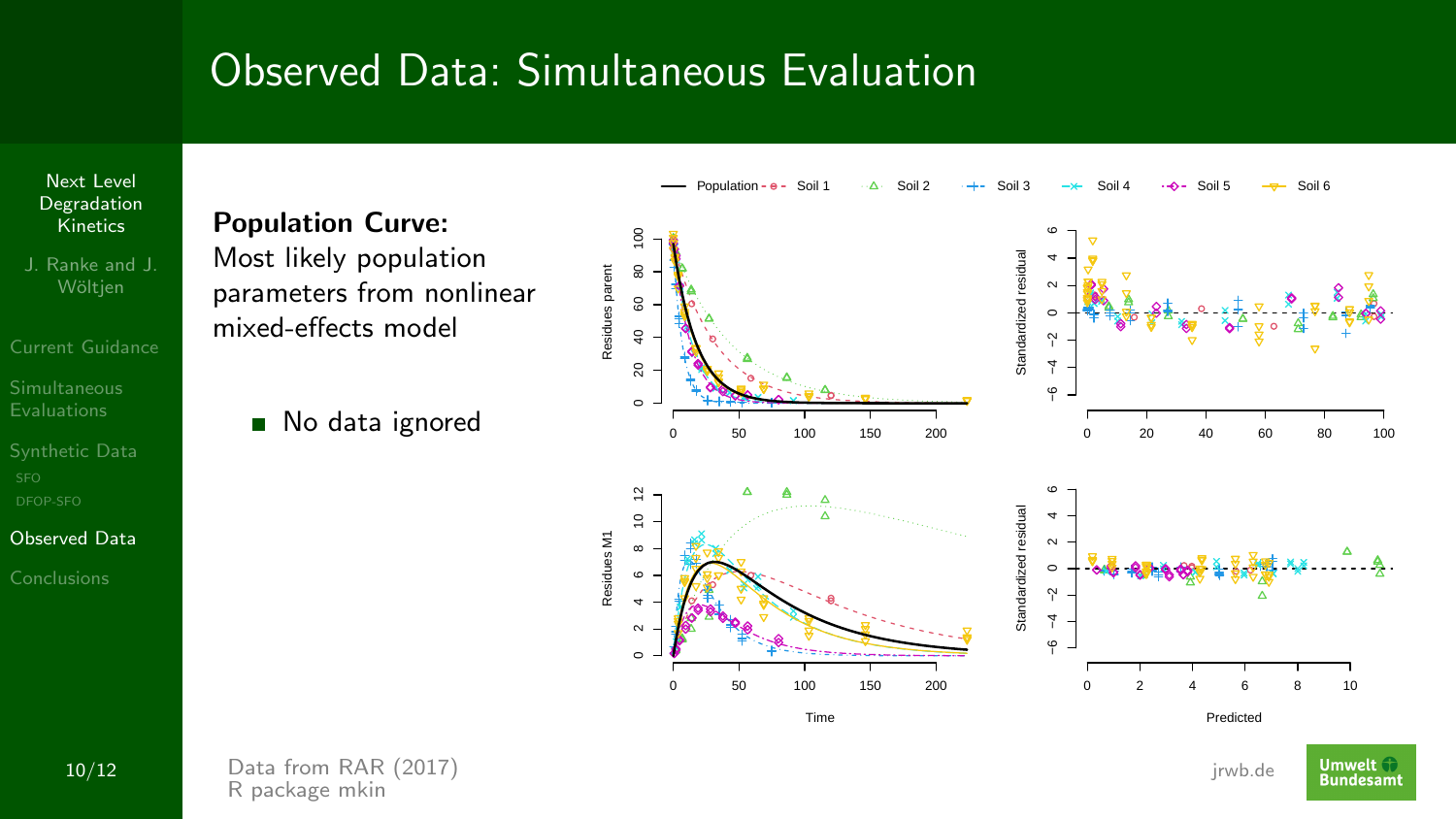# Observed Data: Simultaneous Evaluation

**Population Curve:**
Most likely population parameters from nonlinear mixed-effects model

- No data ignored

Data from RAR (2017)
R package mkin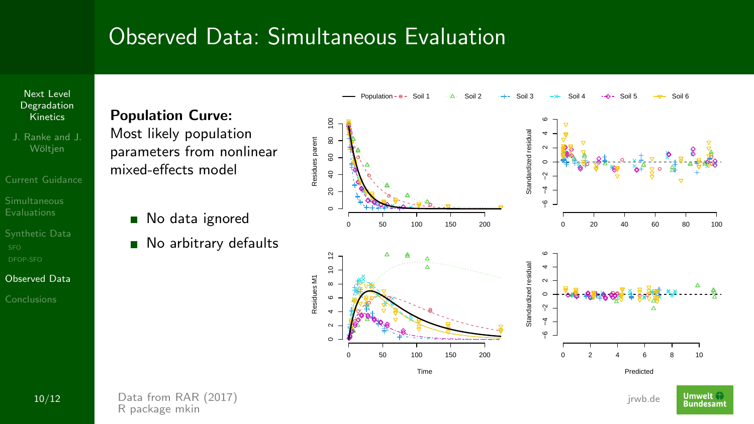# Observed Data: Simultaneous Evaluation

**Population Curve:**
Most likely population parameters from nonlinear mixed-effects model

- No data ignored
- No arbitrary defaults

Data from RAR (2017)
R package mkin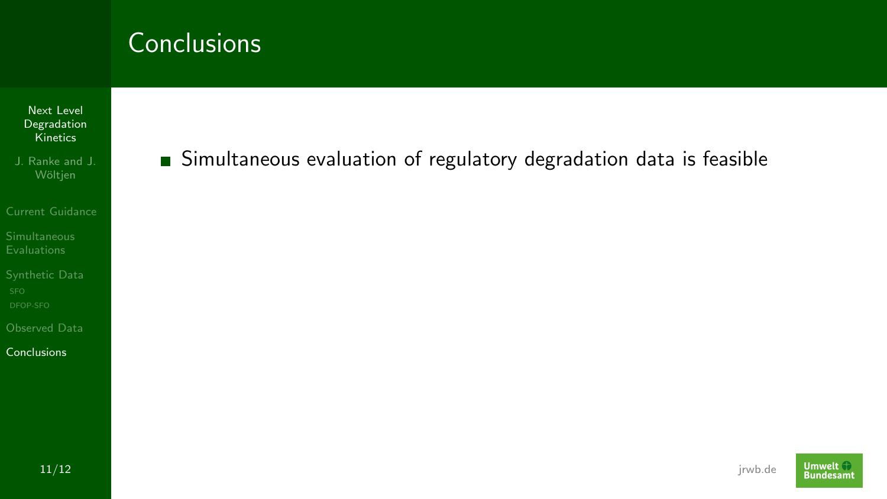# Conclusions

- Simultaneous evaluation of regulatory degradation data is feasible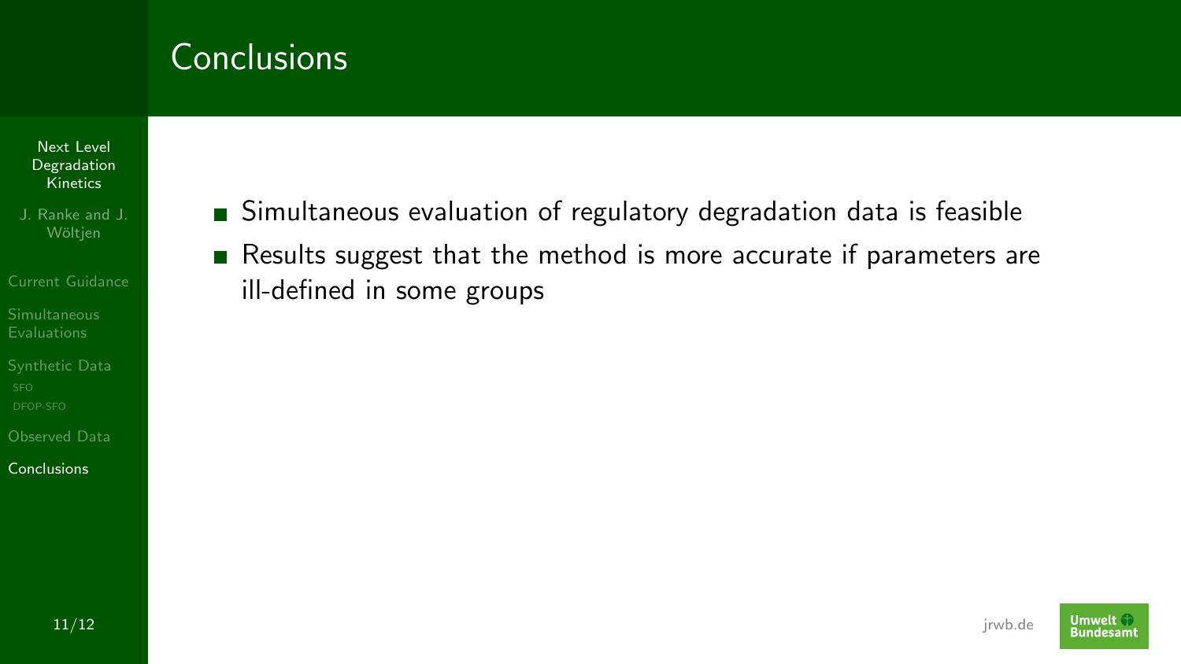# Conclusions

- Simultaneous evaluation of regulatory degradation data is feasible
- Results suggest that the method is more accurate if parameters are ill-defined in some groups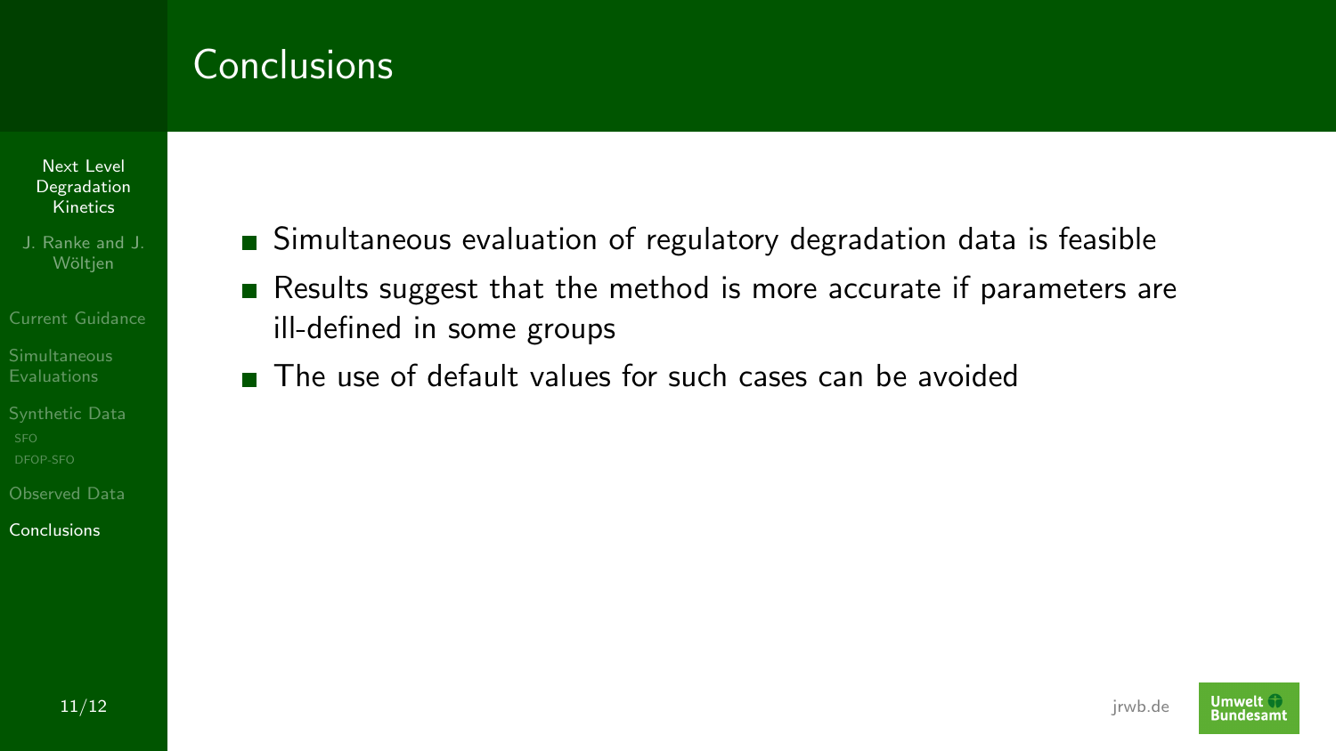# Conclusions

- Simultaneous evaluation of regulatory degradation data is feasible
- Results suggest that the method is more accurate if parameters are ill-defined in some groups
- The use of default values for such cases can be avoided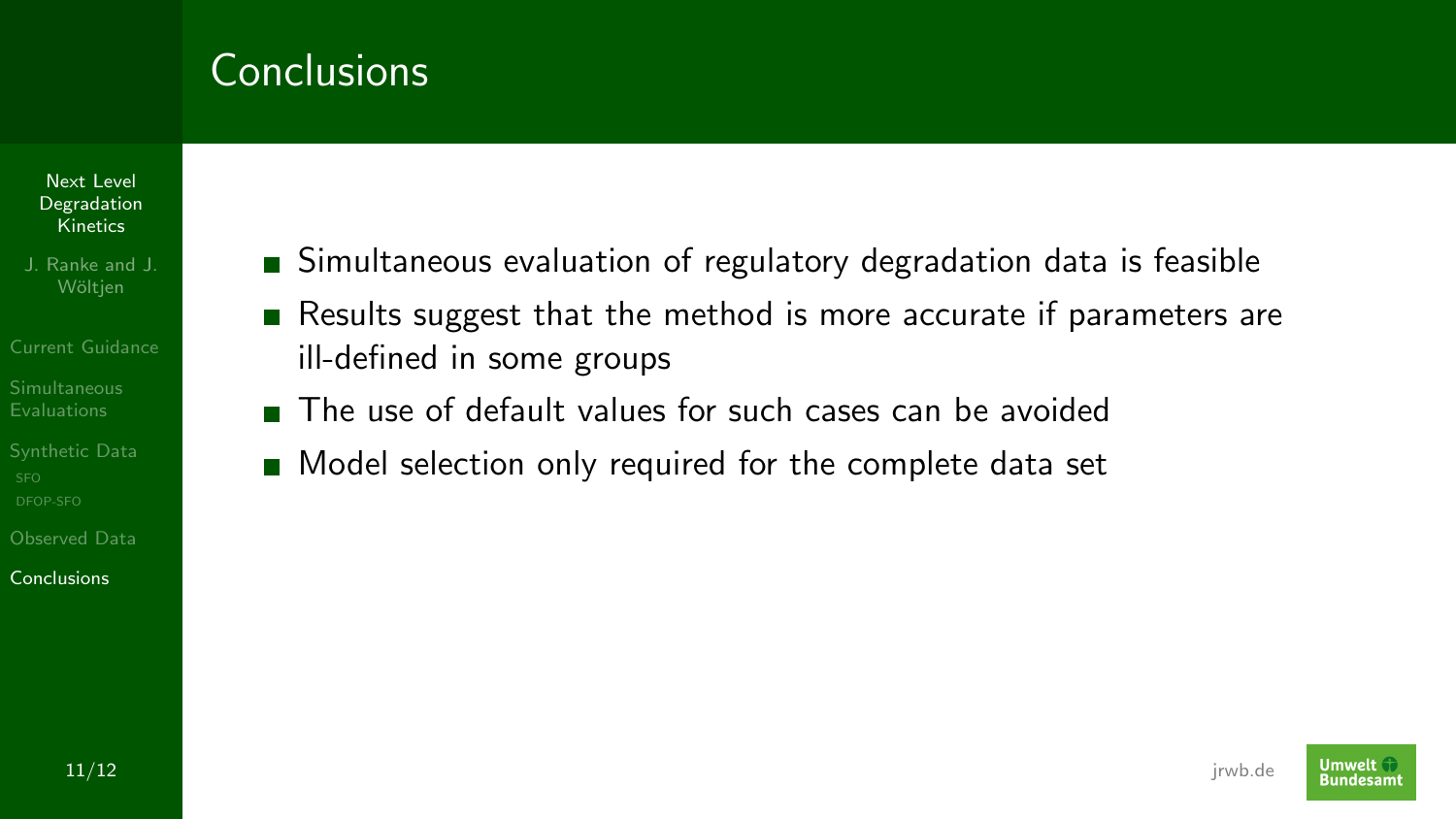# Conclusions

- Simultaneous evaluation of regulatory degradation data is feasible
- Results suggest that the method is more accurate if parameters are ill-defined in some groups
- The use of default values for such cases can be avoided
- Model selection only required for the complete data set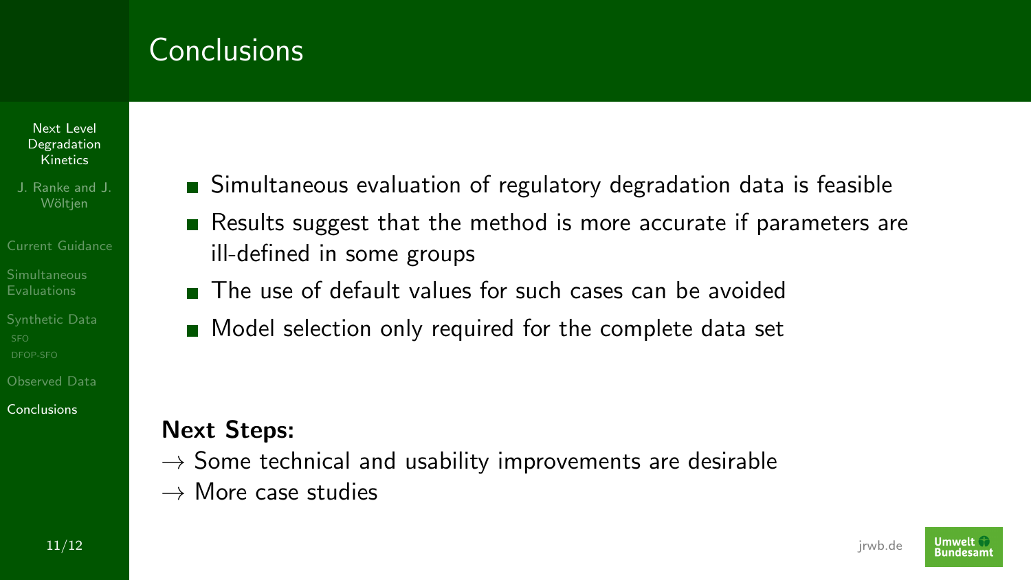# Conclusions

- Simultaneous evaluation of regulatory degradation data is feasible
- Results suggest that the method is more accurate if parameters are ill-defined in some groups
- The use of default values for such cases can be avoided
- Model selection only required for the complete data set

**Next Steps:**

→ Some technical and usability improvements are desirable
→ More case studies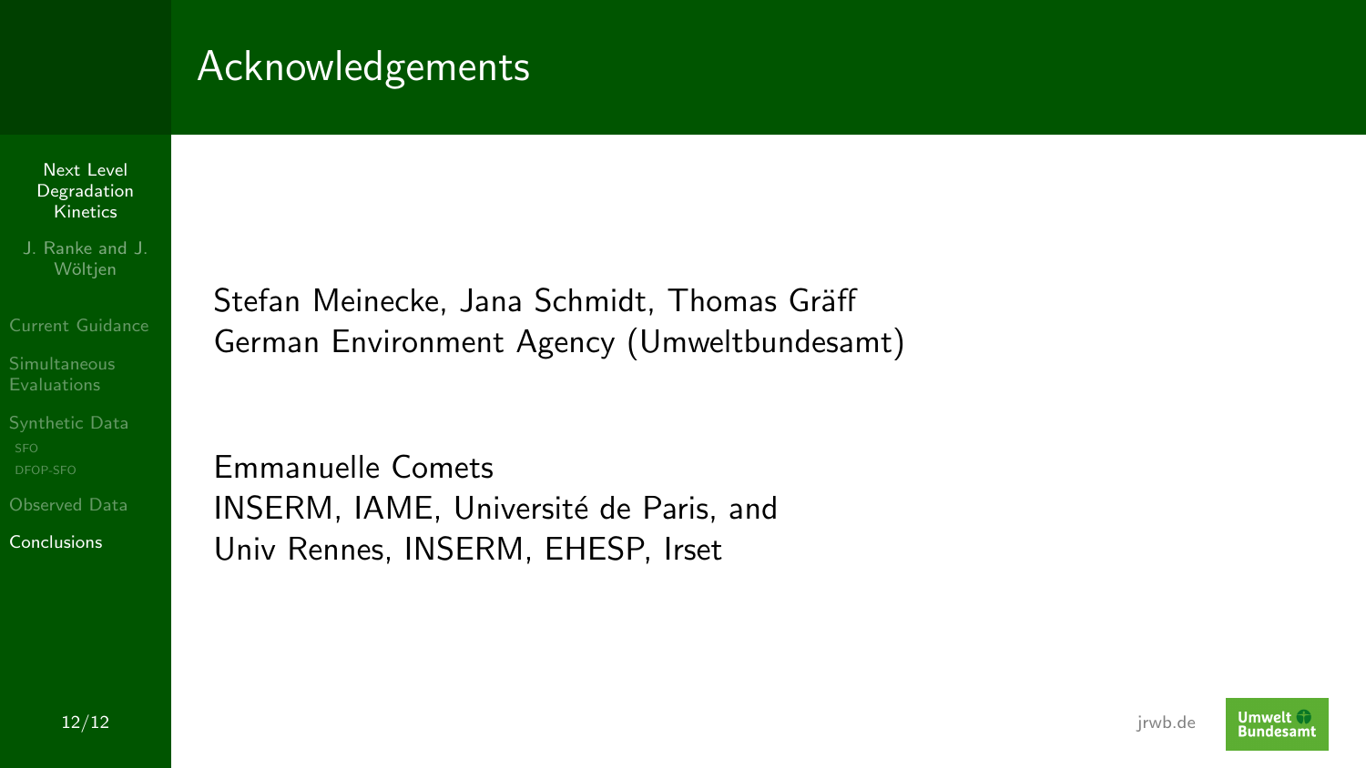# Acknowledgements

Stefan Meinecke, Jana Schmidt, Thomas Gräff
German Environment Agency (Umweltbundesamt)

Emmanuelle Comets
INSERM, IAME, Université de Paris, and
Univ Rennes, INSERM, EHESP, Irset